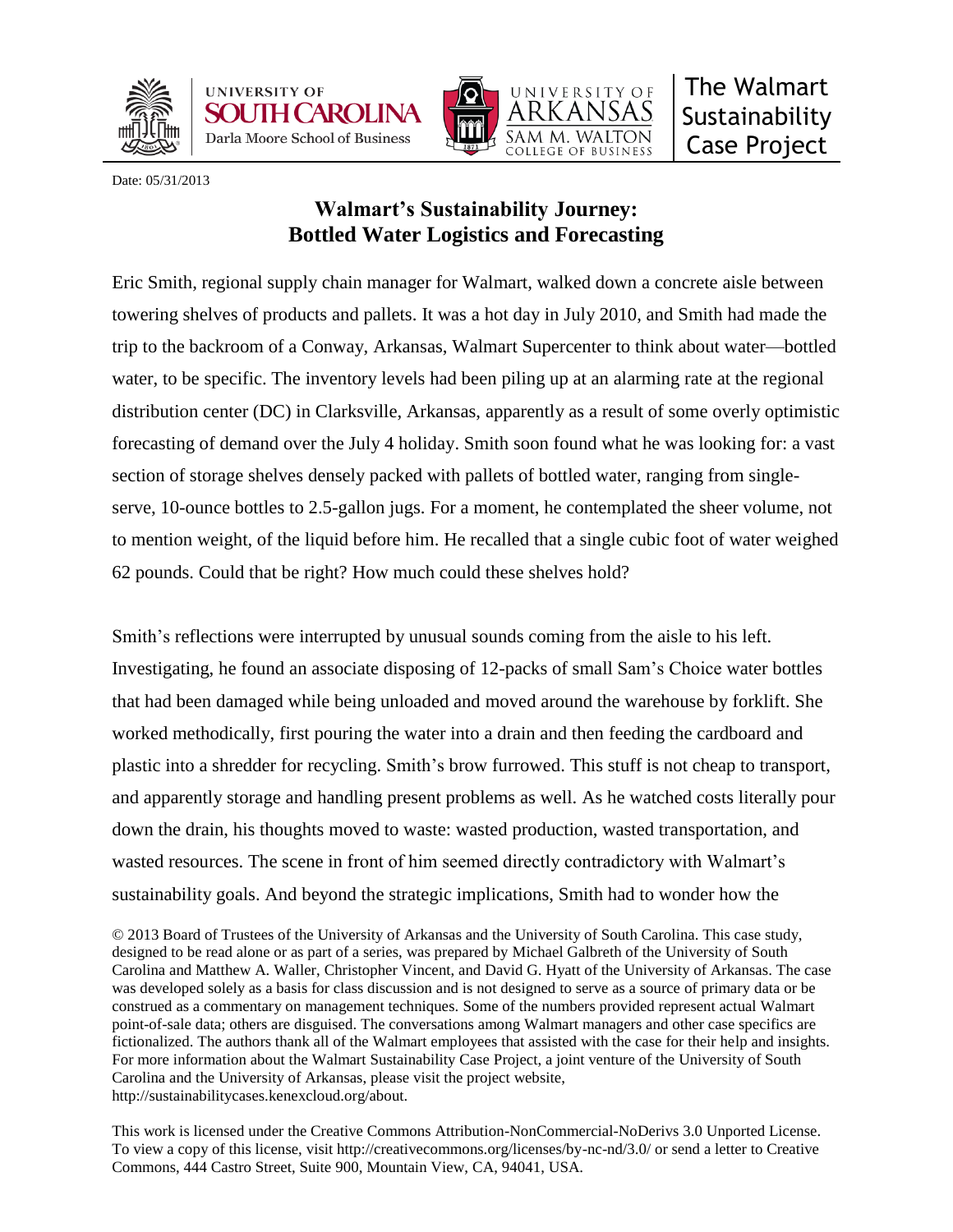UNIVERSITY OF SOUTH CAROLINA
Darla Moore School of Business

UNIVERSITY OF ARKANSAS
SAM M. WALTON COLLEGE OF BUSINESS

The Walmart Sustainability Case Project

Date: 05/31/2013

# Walmart's Sustainability Journey: Bottled Water Logistics and Forecasting

Eric Smith, regional supply chain manager for Walmart, walked down a concrete aisle between towering shelves of products and pallets. It was a hot day in July 2010, and Smith had made the trip to the backroom of a Conway, Arkansas, Walmart Supercenter to think about water—bottled water, to be specific. The inventory levels had been piling up at an alarming rate at the regional distribution center (DC) in Clarksville, Arkansas, apparently as a result of some overly optimistic forecasting of demand over the July 4 holiday. Smith soon found what he was looking for: a vast section of storage shelves densely packed with pallets of bottled water, ranging from single-serve, 10-ounce bottles to 2.5-gallon jugs. For a moment, he contemplated the sheer volume, not to mention weight, of the liquid before him. He recalled that a single cubic foot of water weighed 62 pounds. Could that be right? How much could these shelves hold?

Smith's reflections were interrupted by unusual sounds coming from the aisle to his left. Investigating, he found an associate disposing of 12-packs of small Sam's Choice water bottles that had been damaged while being unloaded and moved around the warehouse by forklift. She worked methodically, first pouring the water into a drain and then feeding the cardboard and plastic into a shredder for recycling. Smith's brow furrowed. This stuff is not cheap to transport, and apparently storage and handling present problems as well. As he watched costs literally pour down the drain, his thoughts moved to waste: wasted production, wasted transportation, and wasted resources. The scene in front of him seemed directly contradictory with Walmart's sustainability goals. And beyond the strategic implications, Smith had to wonder how the

© 2013 Board of Trustees of the University of Arkansas and the University of South Carolina. This case study, designed to be read alone or as part of a series, was prepared by Michael Galbreth of the University of South Carolina and Matthew A. Waller, Christopher Vincent, and David G. Hyatt of the University of Arkansas. The case was developed solely as a basis for class discussion and is not designed to serve as a source of primary data or be construed as a commentary on management techniques. Some of the numbers provided represent actual Walmart point-of-sale data; others are disguised. The conversations among Walmart managers and other case specifics are fictionalized. The authors thank all of the Walmart employees that assisted with the case for their help and insights. For more information about the Walmart Sustainability Case Project, a joint venture of the University of South Carolina and the University of Arkansas, please visit the project website, http://sustainabilitycases.kenexcloud.org/about.

This work is licensed under the Creative Commons Attribution-NonCommercial-NoDerivs 3.0 Unported License. To view a copy of this license, visit http://creativecommons.org/licenses/by-nc-nd/3.0/ or send a letter to Creative Commons, 444 Castro Street, Suite 900, Mountain View, CA, 94041, USA.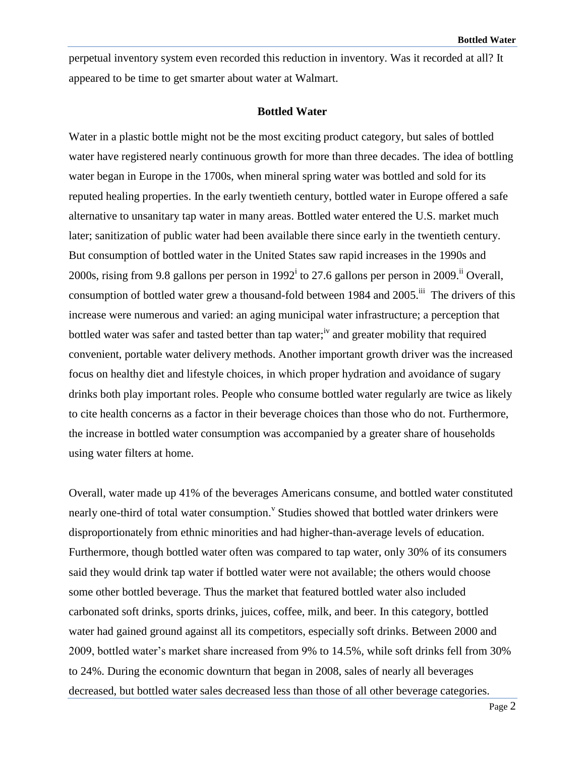perpetual inventory system even recorded this reduction in inventory. Was it recorded at all? It appeared to be time to get smarter about water at Walmart.

## Bottled Water

Water in a plastic bottle might not be the most exciting product category, but sales of bottled water have registered nearly continuous growth for more than three decades. The idea of bottling water began in Europe in the 1700s, when mineral spring water was bottled and sold for its reputed healing properties. In the early twentieth century, bottled water in Europe offered a safe alternative to unsanitary tap water in many areas. Bottled water entered the U.S. market much later; sanitization of public water had been available there since early in the twentieth century. But consumption of bottled water in the United States saw rapid increases in the 1990s and 2000s, rising from 9.8 gallons per person in 1992[i] to 27.6 gallons per person in 2009.[ii] Overall, consumption of bottled water grew a thousand-fold between 1984 and 2005.[iii] The drivers of this increase were numerous and varied: an aging municipal water infrastructure; a perception that bottled water was safer and tasted better than tap water;[iv] and greater mobility that required convenient, portable water delivery methods. Another important growth driver was the increased focus on healthy diet and lifestyle choices, in which proper hydration and avoidance of sugary drinks both play important roles. People who consume bottled water regularly are twice as likely to cite health concerns as a factor in their beverage choices than those who do not. Furthermore, the increase in bottled water consumption was accompanied by a greater share of households using water filters at home.

Overall, water made up 41% of the beverages Americans consume, and bottled water constituted nearly one-third of total water consumption.[v] Studies showed that bottled water drinkers were disproportionately from ethnic minorities and had higher-than-average levels of education. Furthermore, though bottled water often was compared to tap water, only 30% of its consumers said they would drink tap water if bottled water were not available; the others would choose some other bottled beverage. Thus the market that featured bottled water also included carbonated soft drinks, sports drinks, juices, coffee, milk, and beer. In this category, bottled water had gained ground against all its competitors, especially soft drinks. Between 2000 and 2009, bottled water's market share increased from 9% to 14.5%, while soft drinks fell from 30% to 24%. During the economic downturn that began in 2008, sales of nearly all beverages decreased, but bottled water sales decreased less than those of all other beverage categories.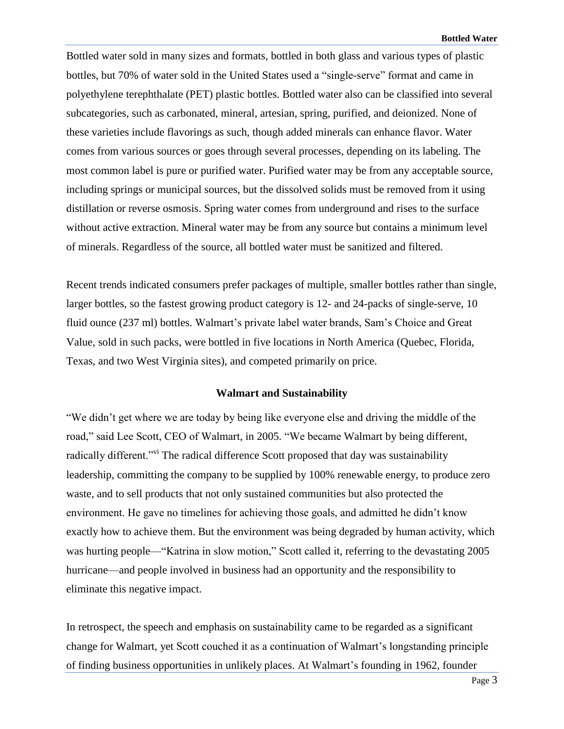Bottled water sold in many sizes and formats, bottled in both glass and various types of plastic bottles, but 70% of water sold in the United States used a "single-serve" format and came in polyethylene terephthalate (PET) plastic bottles. Bottled water also can be classified into several subcategories, such as carbonated, mineral, artesian, spring, purified, and deionized. None of these varieties include flavorings as such, though added minerals can enhance flavor. Water comes from various sources or goes through several processes, depending on its labeling. The most common label is pure or purified water. Purified water may be from any acceptable source, including springs or municipal sources, but the dissolved solids must be removed from it using distillation or reverse osmosis. Spring water comes from underground and rises to the surface without active extraction. Mineral water may be from any source but contains a minimum level of minerals. Regardless of the source, all bottled water must be sanitized and filtered.

Recent trends indicated consumers prefer packages of multiple, smaller bottles rather than single, larger bottles, so the fastest growing product category is 12- and 24-packs of single-serve, 10 fluid ounce (237 ml) bottles. Walmart's private label water brands, Sam's Choice and Great Value, sold in such packs, were bottled in five locations in North America (Quebec, Florida, Texas, and two West Virginia sites), and competed primarily on price.

## Walmart and Sustainability

"We didn't get where we are today by being like everyone else and driving the middle of the road," said Lee Scott, CEO of Walmart, in 2005. "We became Walmart by being different, radically different."[vi] The radical difference Scott proposed that day was sustainability leadership, committing the company to be supplied by 100% renewable energy, to produce zero waste, and to sell products that not only sustained communities but also protected the environment. He gave no timelines for achieving those goals, and admitted he didn't know exactly how to achieve them. But the environment was being degraded by human activity, which was hurting people—"Katrina in slow motion," Scott called it, referring to the devastating 2005 hurricane—and people involved in business had an opportunity and the responsibility to eliminate this negative impact.

In retrospect, the speech and emphasis on sustainability came to be regarded as a significant change for Walmart, yet Scott couched it as a continuation of Walmart's longstanding principle of finding business opportunities in unlikely places. At Walmart's founding in 1962, founder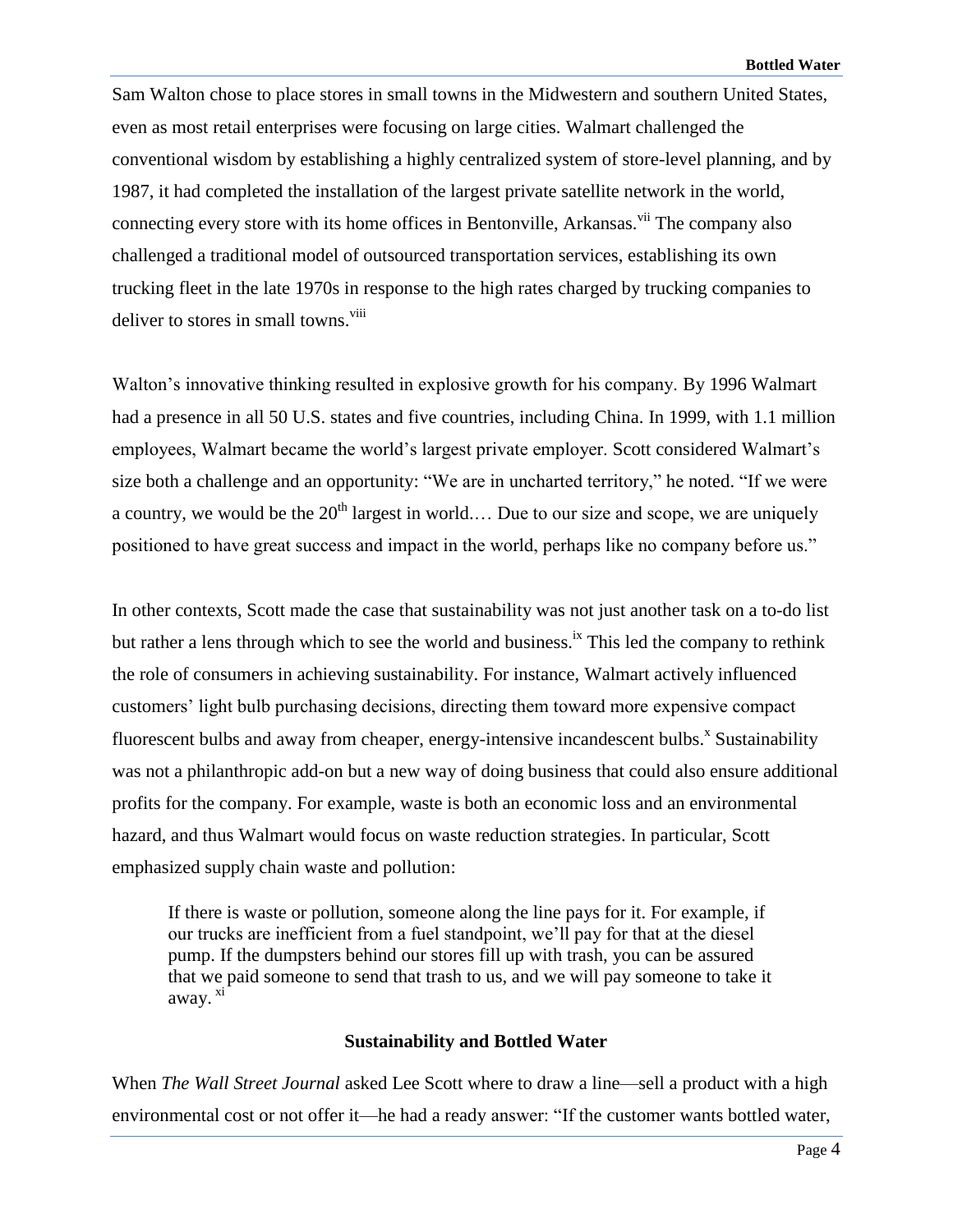Sam Walton chose to place stores in small towns in the Midwestern and southern United States, even as most retail enterprises were focusing on large cities. Walmart challenged the conventional wisdom by establishing a highly centralized system of store-level planning, and by 1987, it had completed the installation of the largest private satellite network in the world, connecting every store with its home offices in Bentonville, Arkansas.[vii] The company also challenged a traditional model of outsourced transportation services, establishing its own trucking fleet in the late 1970s in response to the high rates charged by trucking companies to deliver to stores in small towns.[viii]

Walton's innovative thinking resulted in explosive growth for his company. By 1996 Walmart had a presence in all 50 U.S. states and five countries, including China. In 1999, with 1.1 million employees, Walmart became the world's largest private employer. Scott considered Walmart's size both a challenge and an opportunity: "We are in uncharted territory," he noted. "If we were a country, we would be the 20th largest in world.… Due to our size and scope, we are uniquely positioned to have great success and impact in the world, perhaps like no company before us."

In other contexts, Scott made the case that sustainability was not just another task on a to-do list but rather a lens through which to see the world and business.[ix] This led the company to rethink the role of consumers in achieving sustainability. For instance, Walmart actively influenced customers' light bulb purchasing decisions, directing them toward more expensive compact fluorescent bulbs and away from cheaper, energy-intensive incandescent bulbs.[x] Sustainability was not a philanthropic add-on but a new way of doing business that could also ensure additional profits for the company. For example, waste is both an economic loss and an environmental hazard, and thus Walmart would focus on waste reduction strategies. In particular, Scott emphasized supply chain waste and pollution:

> If there is waste or pollution, someone along the line pays for it. For example, if our trucks are inefficient from a fuel standpoint, we'll pay for that at the diesel pump. If the dumpsters behind our stores fill up with trash, you can be assured that we paid someone to send that trash to us, and we will pay someone to take it away.[xi]

### Sustainability and Bottled Water

When *The Wall Street Journal* asked Lee Scott where to draw a line—sell a product with a high environmental cost or not offer it—he had a ready answer: "If the customer wants bottled water,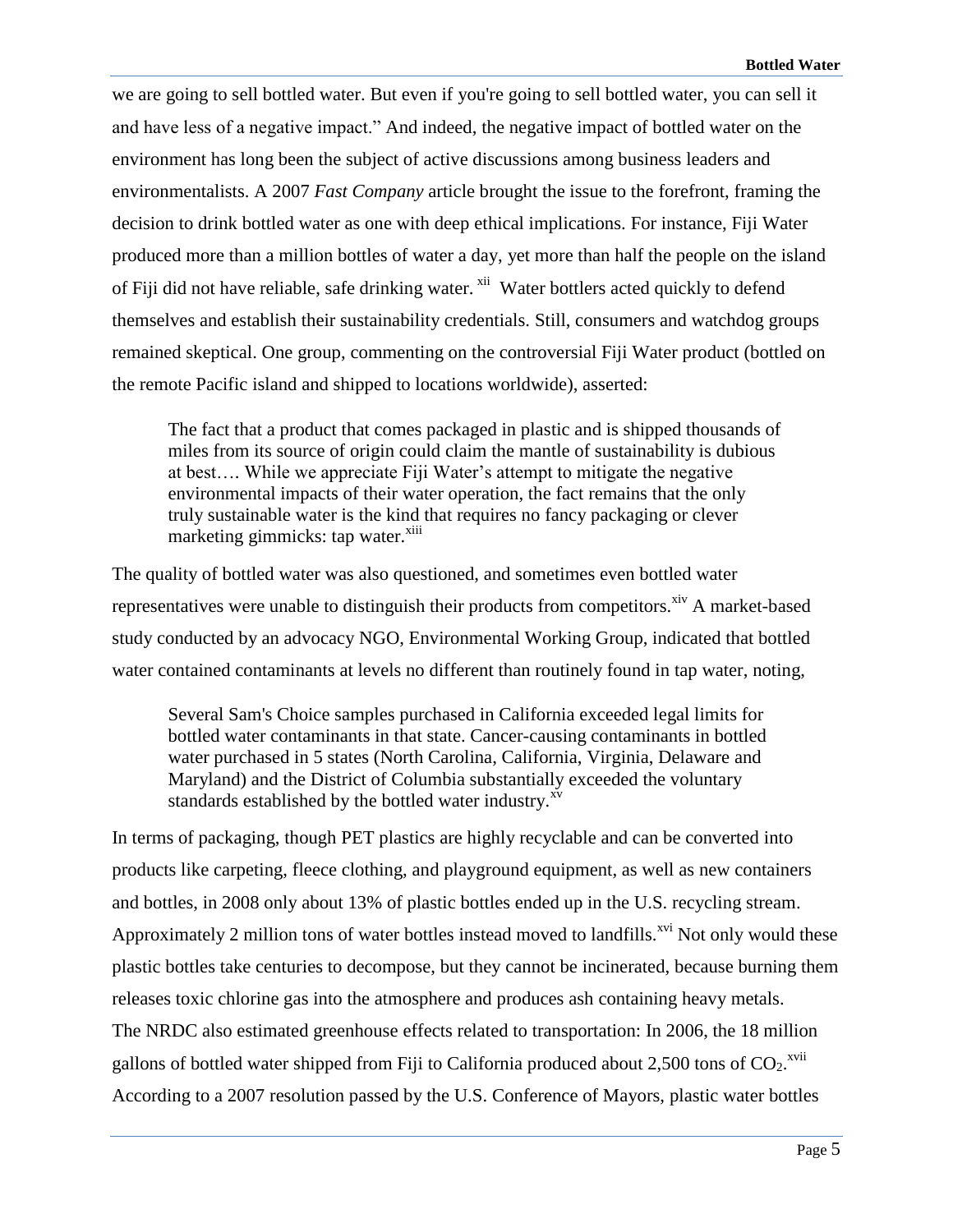we are going to sell bottled water. But even if you're going to sell bottled water, you can sell it and have less of a negative impact." And indeed, the negative impact of bottled water on the environment has long been the subject of active discussions among business leaders and environmentalists. A 2007 *Fast Company* article brought the issue to the forefront, framing the decision to drink bottled water as one with deep ethical implications. For instance, Fiji Water produced more than a million bottles of water a day, yet more than half the people on the island of Fiji did not have reliable, safe drinking water. [xii] Water bottlers acted quickly to defend themselves and establish their sustainability credentials. Still, consumers and watchdog groups remained skeptical. One group, commenting on the controversial Fiji Water product (bottled on the remote Pacific island and shipped to locations worldwide), asserted:

> The fact that a product that comes packaged in plastic and is shipped thousands of miles from its source of origin could claim the mantle of sustainability is dubious at best…. While we appreciate Fiji Water's attempt to mitigate the negative environmental impacts of their water operation, the fact remains that the only truly sustainable water is the kind that requires no fancy packaging or clever marketing gimmicks: tap water.[xiii]

The quality of bottled water was also questioned, and sometimes even bottled water representatives were unable to distinguish their products from competitors.[xiv] A market-based study conducted by an advocacy NGO, Environmental Working Group, indicated that bottled water contained contaminants at levels no different than routinely found in tap water, noting,

> Several Sam's Choice samples purchased in California exceeded legal limits for bottled water contaminants in that state. Cancer-causing contaminants in bottled water purchased in 5 states (North Carolina, California, Virginia, Delaware and Maryland) and the District of Columbia substantially exceeded the voluntary standards established by the bottled water industry.[xv]

In terms of packaging, though PET plastics are highly recyclable and can be converted into products like carpeting, fleece clothing, and playground equipment, as well as new containers and bottles, in 2008 only about 13% of plastic bottles ended up in the U.S. recycling stream. Approximately 2 million tons of water bottles instead moved to landfills.[xvi] Not only would these plastic bottles take centuries to decompose, but they cannot be incinerated, because burning them releases toxic chlorine gas into the atmosphere and produces ash containing heavy metals. The NRDC also estimated greenhouse effects related to transportation: In 2006, the 18 million gallons of bottled water shipped from Fiji to California produced about 2,500 tons of $CO_2$.[xvii] According to a 2007 resolution passed by the U.S. Conference of Mayors, plastic water bottles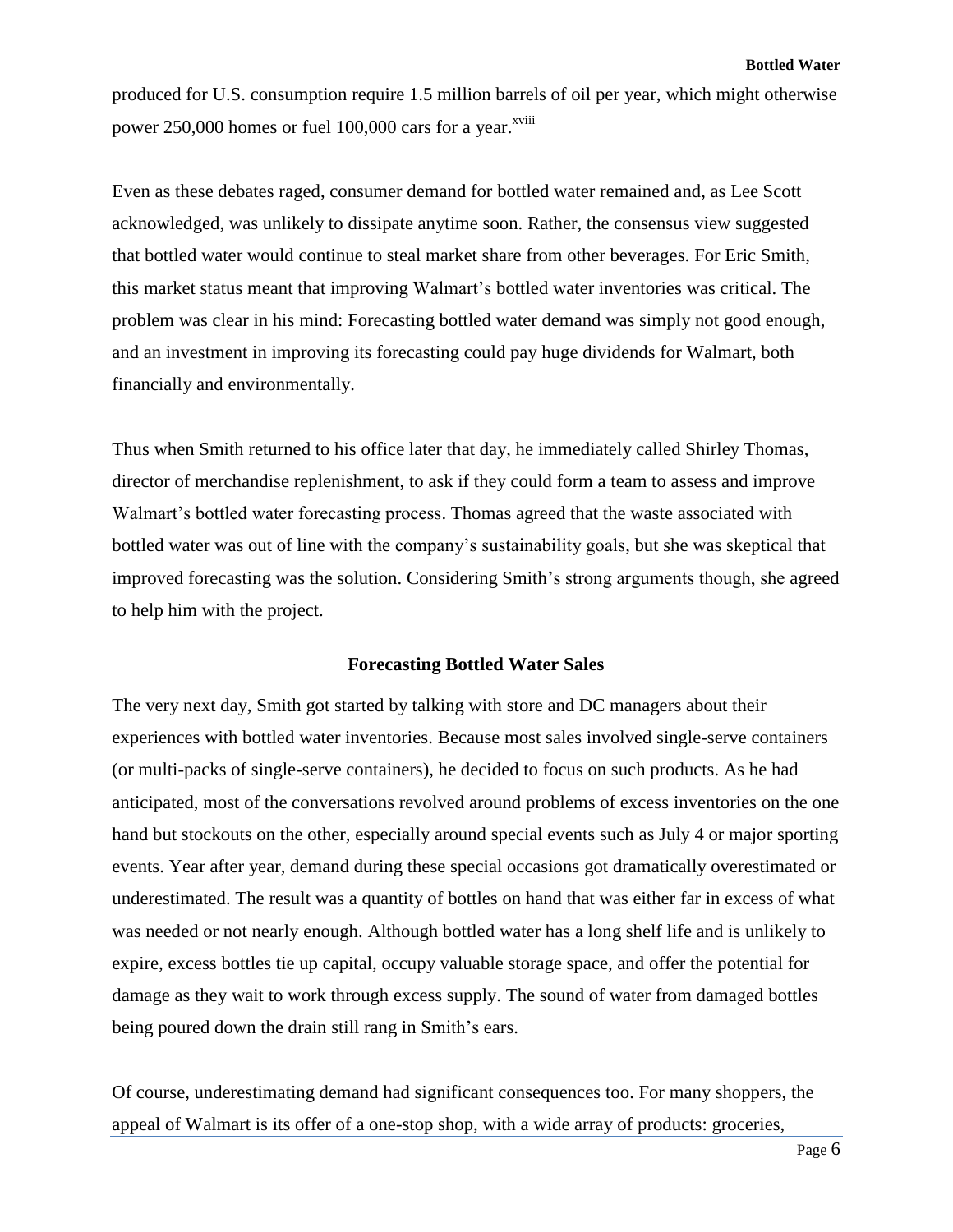produced for U.S. consumption require 1.5 million barrels of oil per year, which might otherwise power 250,000 homes or fuel 100,000 cars for a year.[xviii]

Even as these debates raged, consumer demand for bottled water remained and, as Lee Scott acknowledged, was unlikely to dissipate anytime soon. Rather, the consensus view suggested that bottled water would continue to steal market share from other beverages. For Eric Smith, this market status meant that improving Walmart's bottled water inventories was critical. The problem was clear in his mind: Forecasting bottled water demand was simply not good enough, and an investment in improving its forecasting could pay huge dividends for Walmart, both financially and environmentally.

Thus when Smith returned to his office later that day, he immediately called Shirley Thomas, director of merchandise replenishment, to ask if they could form a team to assess and improve Walmart's bottled water forecasting process. Thomas agreed that the waste associated with bottled water was out of line with the company's sustainability goals, but she was skeptical that improved forecasting was the solution. Considering Smith's strong arguments though, she agreed to help him with the project.

## Forecasting Bottled Water Sales

The very next day, Smith got started by talking with store and DC managers about their experiences with bottled water inventories. Because most sales involved single-serve containers (or multi-packs of single-serve containers), he decided to focus on such products. As he had anticipated, most of the conversations revolved around problems of excess inventories on the one hand but stockouts on the other, especially around special events such as July 4 or major sporting events. Year after year, demand during these special occasions got dramatically overestimated or underestimated. The result was a quantity of bottles on hand that was either far in excess of what was needed or not nearly enough. Although bottled water has a long shelf life and is unlikely to expire, excess bottles tie up capital, occupy valuable storage space, and offer the potential for damage as they wait to work through excess supply. The sound of water from damaged bottles being poured down the drain still rang in Smith's ears.

Of course, underestimating demand had significant consequences too. For many shoppers, the appeal of Walmart is its offer of a one-stop shop, with a wide array of products: groceries,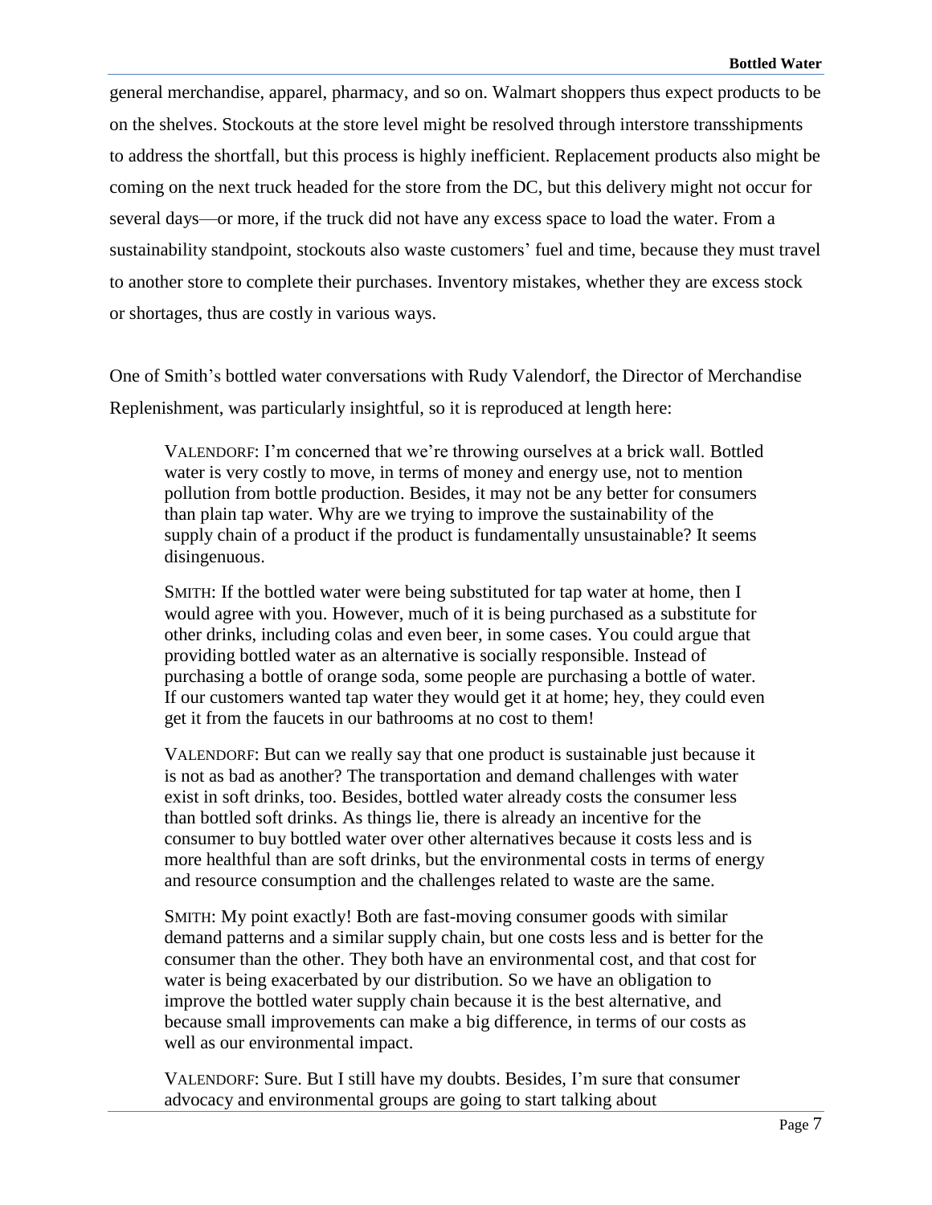general merchandise, apparel, pharmacy, and so on. Walmart shoppers thus expect products to be on the shelves. Stockouts at the store level might be resolved through interstore transshipments to address the shortfall, but this process is highly inefficient. Replacement products also might be coming on the next truck headed for the store from the DC, but this delivery might not occur for several days—or more, if the truck did not have any excess space to load the water. From a sustainability standpoint, stockouts also waste customers' fuel and time, because they must travel to another store to complete their purchases. Inventory mistakes, whether they are excess stock or shortages, thus are costly in various ways.

One of Smith's bottled water conversations with Rudy Valendorf, the Director of Merchandise Replenishment, was particularly insightful, so it is reproduced at length here:

> VALENDORF: I'm concerned that we're throwing ourselves at a brick wall. Bottled water is very costly to move, in terms of money and energy use, not to mention pollution from bottle production. Besides, it may not be any better for consumers than plain tap water. Why are we trying to improve the sustainability of the supply chain of a product if the product is fundamentally unsustainable? It seems disingenuous.
>
> SMITH: If the bottled water were being substituted for tap water at home, then I would agree with you. However, much of it is being purchased as a substitute for other drinks, including colas and even beer, in some cases. You could argue that providing bottled water as an alternative is socially responsible. Instead of purchasing a bottle of orange soda, some people are purchasing a bottle of water. If our customers wanted tap water they would get it at home; hey, they could even get it from the faucets in our bathrooms at no cost to them!
>
> VALENDORF: But can we really say that one product is sustainable just because it is not as bad as another? The transportation and demand challenges with water exist in soft drinks, too. Besides, bottled water already costs the consumer less than bottled soft drinks. As things lie, there is already an incentive for the consumer to buy bottled water over other alternatives because it costs less and is more healthful than are soft drinks, but the environmental costs in terms of energy and resource consumption and the challenges related to waste are the same.
>
> SMITH: My point exactly! Both are fast-moving consumer goods with similar demand patterns and a similar supply chain, but one costs less and is better for the consumer than the other. They both have an environmental cost, and that cost for water is being exacerbated by our distribution. So we have an obligation to improve the bottled water supply chain because it is the best alternative, and because small improvements can make a big difference, in terms of our costs as well as our environmental impact.
>
> VALENDORF: Sure. But I still have my doubts. Besides, I'm sure that consumer advocacy and environmental groups are going to start talking about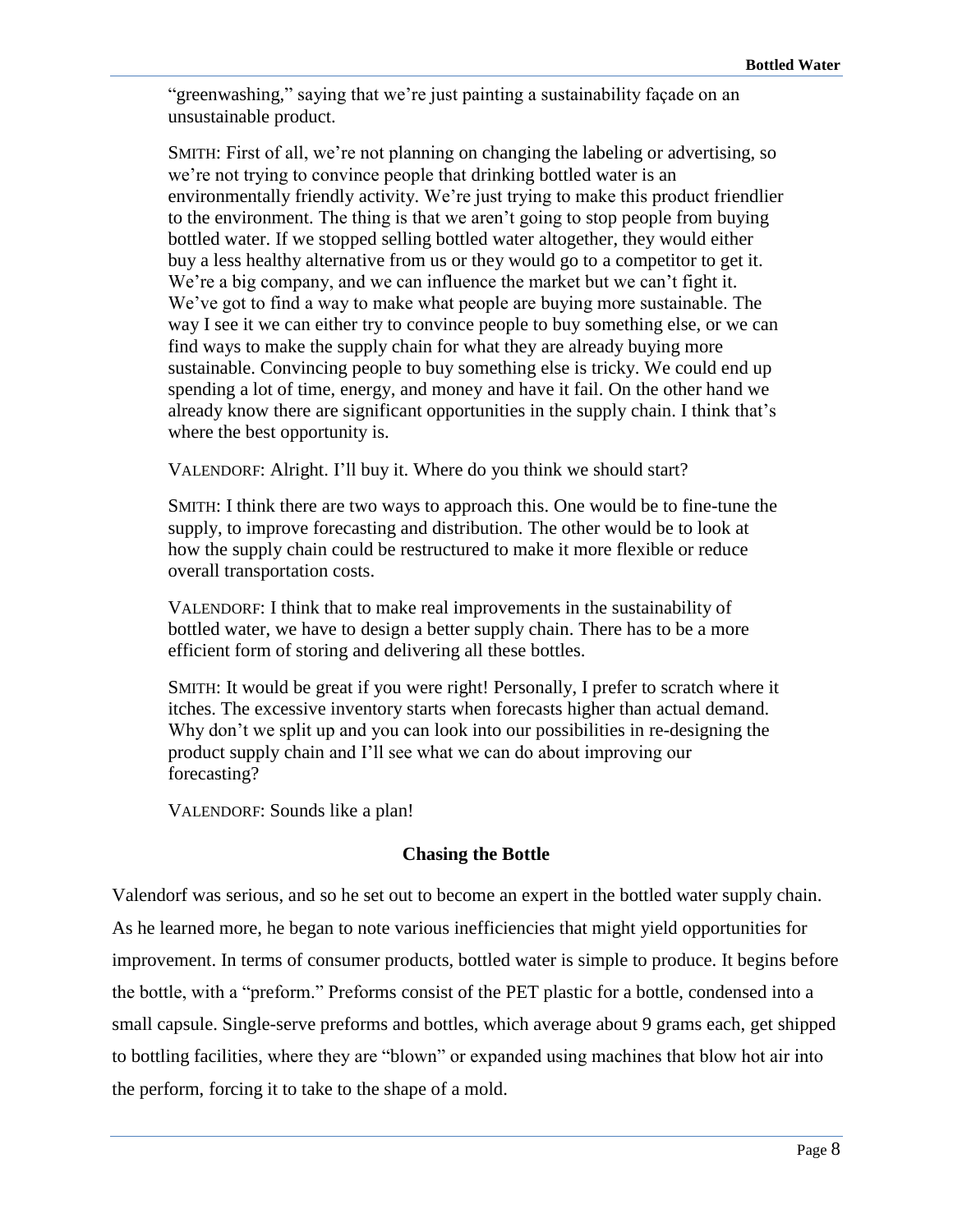"greenwashing," saying that we're just painting a sustainability façade on an unsustainable product.

SMITH: First of all, we're not planning on changing the labeling or advertising, so we're not trying to convince people that drinking bottled water is an environmentally friendly activity. We're just trying to make this product friendlier to the environment. The thing is that we aren't going to stop people from buying bottled water. If we stopped selling bottled water altogether, they would either buy a less healthy alternative from us or they would go to a competitor to get it. We're a big company, and we can influence the market but we can't fight it. We've got to find a way to make what people are buying more sustainable. The way I see it we can either try to convince people to buy something else, or we can find ways to make the supply chain for what they are already buying more sustainable. Convincing people to buy something else is tricky. We could end up spending a lot of time, energy, and money and have it fail. On the other hand we already know there are significant opportunities in the supply chain. I think that's where the best opportunity is.

VALENDORF: Alright. I'll buy it. Where do you think we should start?

SMITH: I think there are two ways to approach this. One would be to fine-tune the supply, to improve forecasting and distribution. The other would be to look at how the supply chain could be restructured to make it more flexible or reduce overall transportation costs.

VALENDORF: I think that to make real improvements in the sustainability of bottled water, we have to design a better supply chain. There has to be a more efficient form of storing and delivering all these bottles.

SMITH: It would be great if you were right! Personally, I prefer to scratch where it itches. The excessive inventory starts when forecasts higher than actual demand. Why don't we split up and you can look into our possibilities in re-designing the product supply chain and I'll see what we can do about improving our forecasting?

VALENDORF: Sounds like a plan!

### Chasing the Bottle

Valendorf was serious, and so he set out to become an expert in the bottled water supply chain. As he learned more, he began to note various inefficiencies that might yield opportunities for improvement. In terms of consumer products, bottled water is simple to produce. It begins before the bottle, with a "preform." Preforms consist of the PET plastic for a bottle, condensed into a small capsule. Single-serve preforms and bottles, which average about 9 grams each, get shipped to bottling facilities, where they are "blown" or expanded using machines that blow hot air into the perform, forcing it to take to the shape of a mold.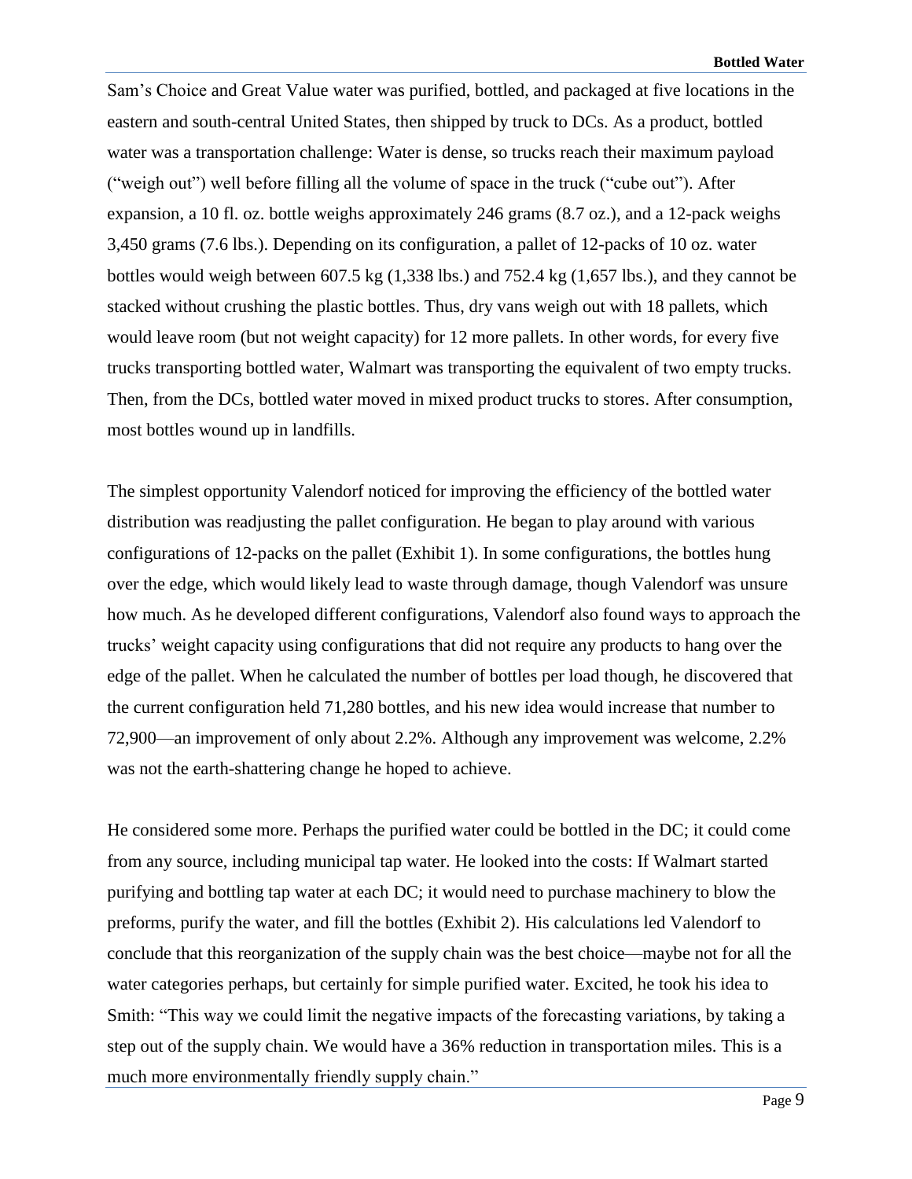Sam's Choice and Great Value water was purified, bottled, and packaged at five locations in the eastern and south-central United States, then shipped by truck to DCs. As a product, bottled water was a transportation challenge: Water is dense, so trucks reach their maximum payload ("weigh out") well before filling all the volume of space in the truck ("cube out"). After expansion, a 10 fl. oz. bottle weighs approximately 246 grams (8.7 oz.), and a 12-pack weighs 3,450 grams (7.6 lbs.). Depending on its configuration, a pallet of 12-packs of 10 oz. water bottles would weigh between 607.5 kg (1,338 lbs.) and 752.4 kg (1,657 lbs.), and they cannot be stacked without crushing the plastic bottles. Thus, dry vans weigh out with 18 pallets, which would leave room (but not weight capacity) for 12 more pallets. In other words, for every five trucks transporting bottled water, Walmart was transporting the equivalent of two empty trucks. Then, from the DCs, bottled water moved in mixed product trucks to stores. After consumption, most bottles wound up in landfills.

The simplest opportunity Valendorf noticed for improving the efficiency of the bottled water distribution was readjusting the pallet configuration. He began to play around with various configurations of 12-packs on the pallet (Exhibit 1). In some configurations, the bottles hung over the edge, which would likely lead to waste through damage, though Valendorf was unsure how much. As he developed different configurations, Valendorf also found ways to approach the trucks' weight capacity using configurations that did not require any products to hang over the edge of the pallet. When he calculated the number of bottles per load though, he discovered that the current configuration held 71,280 bottles, and his new idea would increase that number to 72,900—an improvement of only about 2.2%. Although any improvement was welcome, 2.2% was not the earth-shattering change he hoped to achieve.

He considered some more. Perhaps the purified water could be bottled in the DC; it could come from any source, including municipal tap water. He looked into the costs: If Walmart started purifying and bottling tap water at each DC; it would need to purchase machinery to blow the preforms, purify the water, and fill the bottles (Exhibit 2). His calculations led Valendorf to conclude that this reorganization of the supply chain was the best choice—maybe not for all the water categories perhaps, but certainly for simple purified water. Excited, he took his idea to Smith: "This way we could limit the negative impacts of the forecasting variations, by taking a step out of the supply chain. We would have a 36% reduction in transportation miles. This is a much more environmentally friendly supply chain."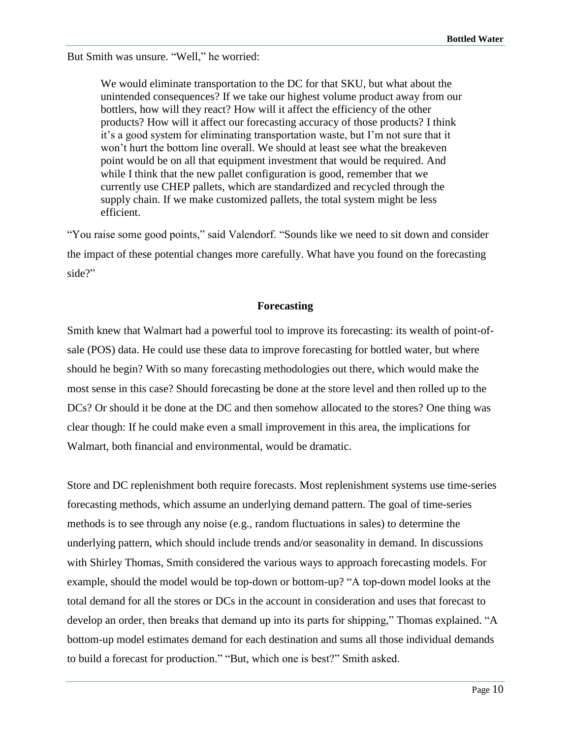But Smith was unsure. "Well," he worried:

> We would eliminate transportation to the DC for that SKU, but what about the unintended consequences? If we take our highest volume product away from our bottlers, how will they react? How will it affect the efficiency of the other products? How will it affect our forecasting accuracy of those products? I think it's a good system for eliminating transportation waste, but I'm not sure that it won't hurt the bottom line overall. We should at least see what the breakeven point would be on all that equipment investment that would be required. And while I think that the new pallet configuration is good, remember that we currently use CHEP pallets, which are standardized and recycled through the supply chain. If we make customized pallets, the total system might be less efficient.

"You raise some good points," said Valendorf. "Sounds like we need to sit down and consider the impact of these potential changes more carefully. What have you found on the forecasting side?"

## Forecasting

Smith knew that Walmart had a powerful tool to improve its forecasting: its wealth of point-of-sale (POS) data. He could use these data to improve forecasting for bottled water, but where should he begin? With so many forecasting methodologies out there, which would make the most sense in this case? Should forecasting be done at the store level and then rolled up to the DCs? Or should it be done at the DC and then somehow allocated to the stores? One thing was clear though: If he could make even a small improvement in this area, the implications for Walmart, both financial and environmental, would be dramatic.

Store and DC replenishment both require forecasts. Most replenishment systems use time-series forecasting methods, which assume an underlying demand pattern. The goal of time-series methods is to see through any noise (e.g., random fluctuations in sales) to determine the underlying pattern, which should include trends and/or seasonality in demand. In discussions with Shirley Thomas, Smith considered the various ways to approach forecasting models. For example, should the model would be top-down or bottom-up? "A top-down model looks at the total demand for all the stores or DCs in the account in consideration and uses that forecast to develop an order, then breaks that demand up into its parts for shipping," Thomas explained. "A bottom-up model estimates demand for each destination and sums all those individual demands to build a forecast for production." "But, which one is best?" Smith asked.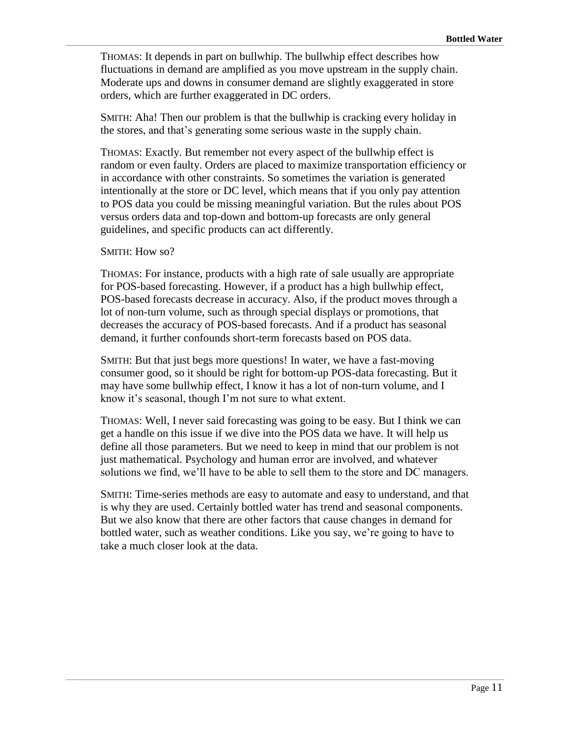THOMAS: It depends in part on bullwhip. The bullwhip effect describes how fluctuations in demand are amplified as you move upstream in the supply chain. Moderate ups and downs in consumer demand are slightly exaggerated in store orders, which are further exaggerated in DC orders.

SMITH: Aha! Then our problem is that the bullwhip is cracking every holiday in the stores, and that's generating some serious waste in the supply chain.

THOMAS: Exactly. But remember not every aspect of the bullwhip effect is random or even faulty. Orders are placed to maximize transportation efficiency or in accordance with other constraints. So sometimes the variation is generated intentionally at the store or DC level, which means that if you only pay attention to POS data you could be missing meaningful variation. But the rules about POS versus orders data and top-down and bottom-up forecasts are only general guidelines, and specific products can act differently.

SMITH: How so?

THOMAS: For instance, products with a high rate of sale usually are appropriate for POS-based forecasting. However, if a product has a high bullwhip effect, POS-based forecasts decrease in accuracy. Also, if the product moves through a lot of non-turn volume, such as through special displays or promotions, that decreases the accuracy of POS-based forecasts. And if a product has seasonal demand, it further confounds short-term forecasts based on POS data.

SMITH: But that just begs more questions! In water, we have a fast-moving consumer good, so it should be right for bottom-up POS-data forecasting. But it may have some bullwhip effect, I know it has a lot of non-turn volume, and I know it's seasonal, though I'm not sure to what extent.

THOMAS: Well, I never said forecasting was going to be easy. But I think we can get a handle on this issue if we dive into the POS data we have. It will help us define all those parameters. But we need to keep in mind that our problem is not just mathematical. Psychology and human error are involved, and whatever solutions we find, we'll have to be able to sell them to the store and DC managers.

SMITH: Time-series methods are easy to automate and easy to understand, and that is why they are used. Certainly bottled water has trend and seasonal components. But we also know that there are other factors that cause changes in demand for bottled water, such as weather conditions. Like you say, we're going to have to take a much closer look at the data.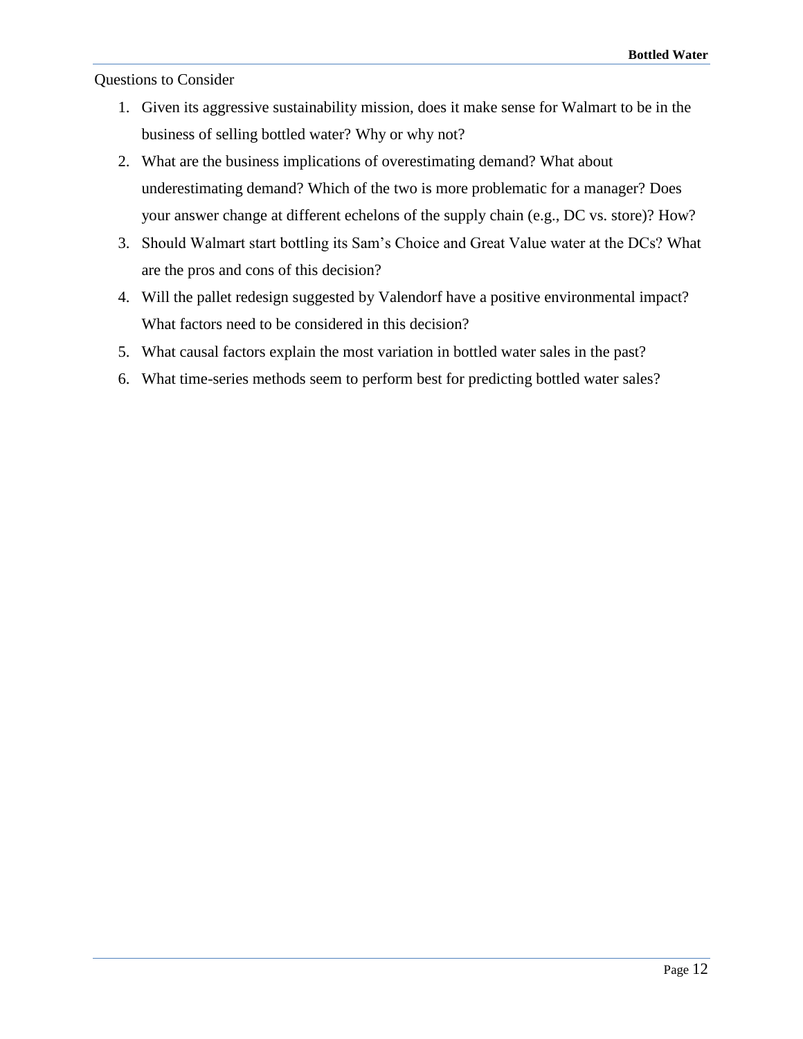Questions to Consider

1. Given its aggressive sustainability mission, does it make sense for Walmart to be in the business of selling bottled water? Why or why not?
2. What are the business implications of overestimating demand? What about underestimating demand? Which of the two is more problematic for a manager? Does your answer change at different echelons of the supply chain (e.g., DC vs. store)? How?
3. Should Walmart start bottling its Sam's Choice and Great Value water at the DCs? What are the pros and cons of this decision?
4. Will the pallet redesign suggested by Valendorf have a positive environmental impact? What factors need to be considered in this decision?
5. What causal factors explain the most variation in bottled water sales in the past?
6. What time-series methods seem to perform best for predicting bottled water sales?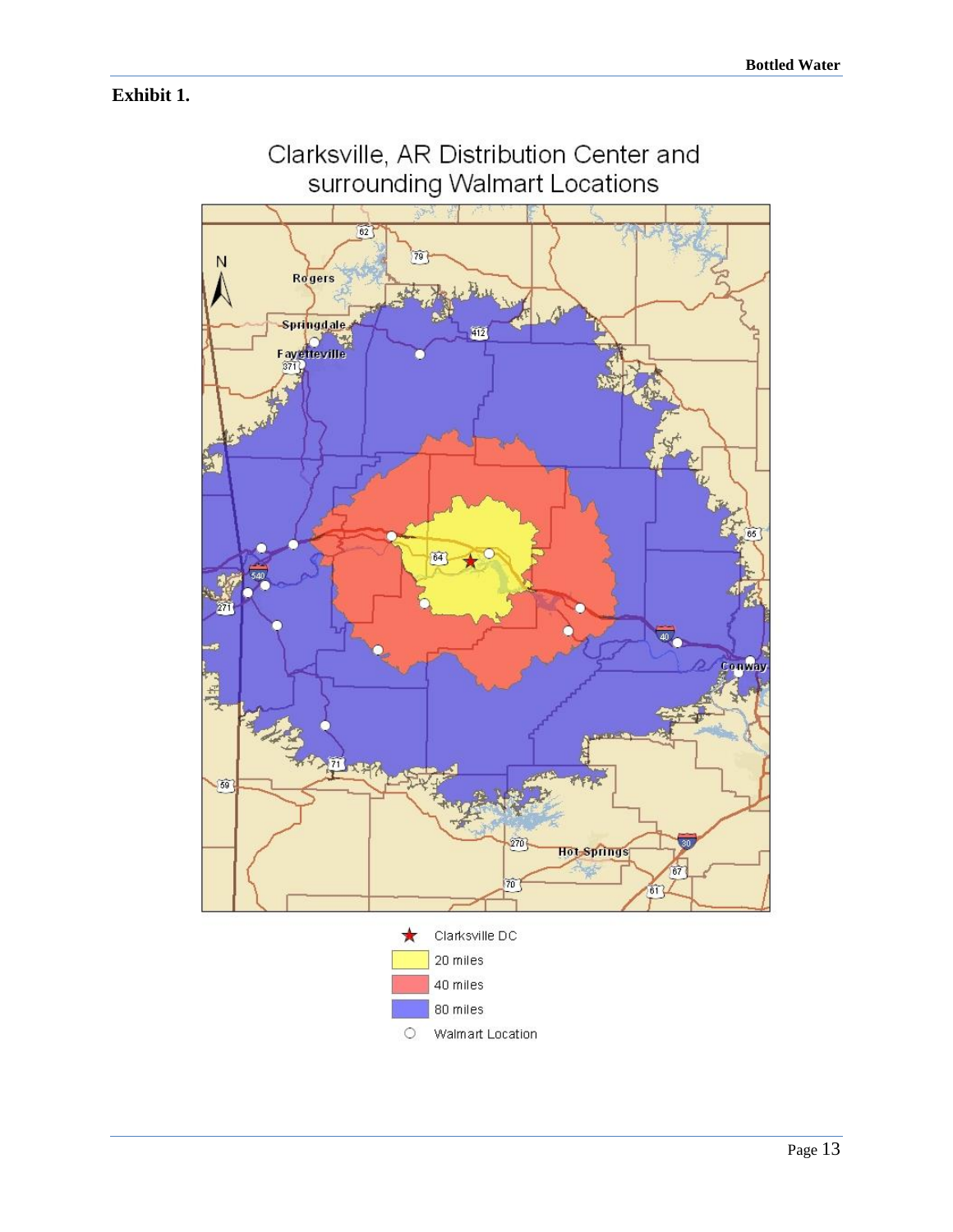**Exhibit 1.**

Clarksville, AR Distribution Center and surrounding Walmart Locations

- ★ Clarksville DC
- 20 miles
- 40 miles
- 80 miles
- ○ Walmart Location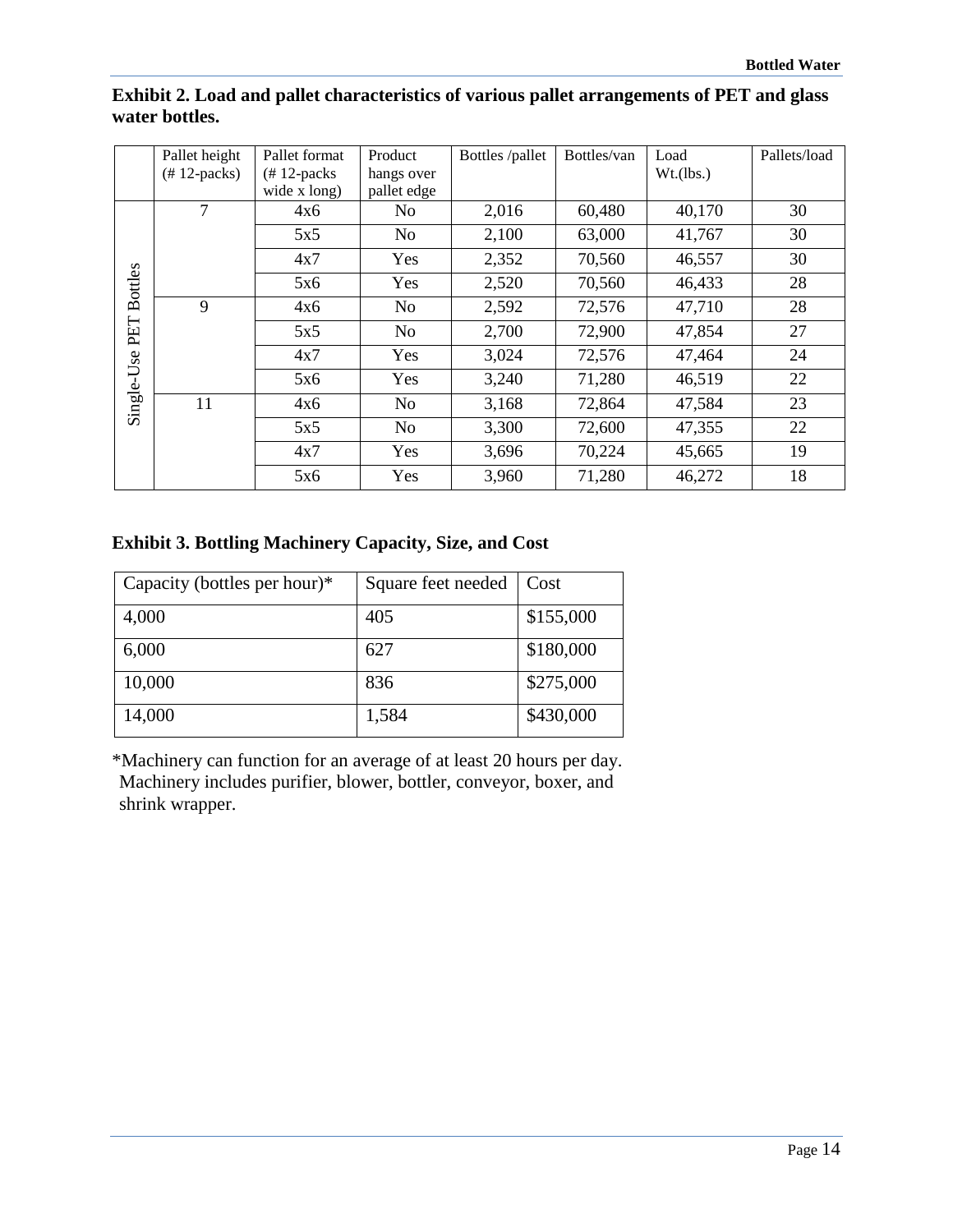**Exhibit 2. Load and pallet characteristics of various pallet arrangements of PET and glass water bottles.**

| | Pallet height (# 12-packs) | Pallet format (# 12-packs wide x long) | Product hangs over pallet edge | Bottles /pallet | Bottles/van | Load Wt.(lbs.) | Pallets/load |
|---|---|---|---|---|---|---|---|
| Single-Use PET Bottles | 7 | 4x6 | No | 2,016 | 60,480 | 40,170 | 30 |
| | | 5x5 | No | 2,100 | 63,000 | 41,767 | 30 |
| | | 4x7 | Yes | 2,352 | 70,560 | 46,557 | 30 |
| | | 5x6 | Yes | 2,520 | 70,560 | 46,433 | 28 |
| | 9 | 4x6 | No | 2,592 | 72,576 | 47,710 | 28 |
| | | 5x5 | No | 2,700 | 72,900 | 47,854 | 27 |
| | | 4x7 | Yes | 3,024 | 72,576 | 47,464 | 24 |
| | | 5x6 | Yes | 3,240 | 71,280 | 46,519 | 22 |
| | 11 | 4x6 | No | 3,168 | 72,864 | 47,584 | 23 |
| | | 5x5 | No | 3,300 | 72,600 | 47,355 | 22 |
| | | 4x7 | Yes | 3,696 | 70,224 | 45,665 | 19 |
| | | 5x6 | Yes | 3,960 | 71,280 | 46,272 | 18 |

**Exhibit 3. Bottling Machinery Capacity, Size, and Cost**

| Capacity (bottles per hour)* | Square feet needed | Cost |
|---|---|---|
| 4,000 | 405 | $155,000 |
| 6,000 | 627 | $180,000 |
| 10,000 | 836 | $275,000 |
| 14,000 | 1,584 | $430,000 |

*Machinery can function for an average of at least 20 hours per day. Machinery includes purifier, blower, bottler, conveyor, boxer, and shrink wrapper.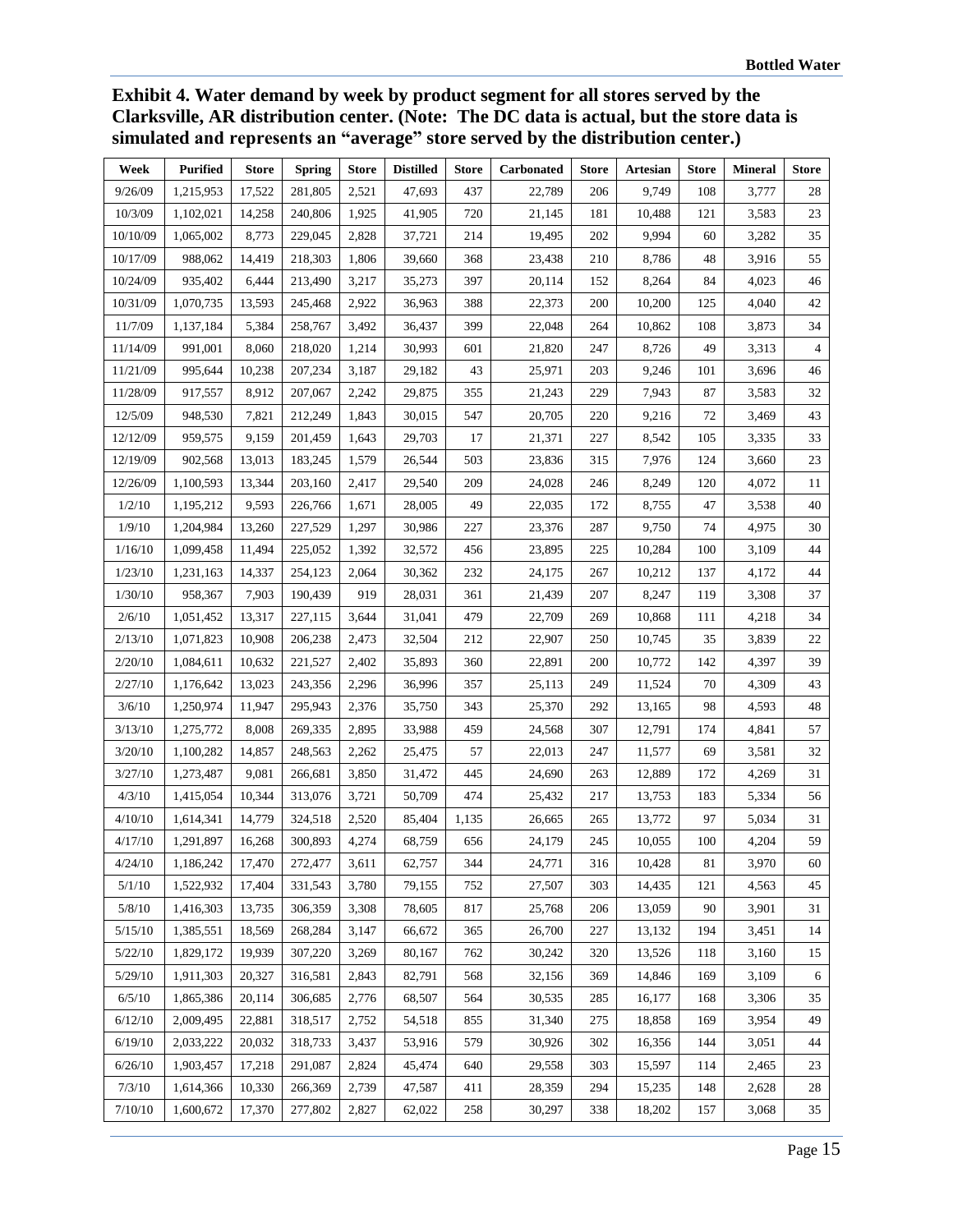**Exhibit 4. Water demand by week by product segment for all stores served by the Clarksville, AR distribution center. (Note: The DC data is actual, but the store data is simulated and represents an "average" store served by the distribution center.)**

| Week | Purified | Store | Spring | Store | Distilled | Store | Carbonated | Store | Artesian | Store | Mineral | Store |
|---|---|---|---|---|---|---|---|---|---|---|---|---|
| 9/26/09 | 1,215,953 | 17,522 | 281,805 | 2,521 | 47,693 | 437 | 22,789 | 206 | 9,749 | 108 | 3,777 | 28 |
| 10/3/09 | 1,102,021 | 14,258 | 240,806 | 1,925 | 41,905 | 720 | 21,145 | 181 | 10,488 | 121 | 3,583 | 23 |
| 10/10/09 | 1,065,002 | 8,773 | 229,045 | 2,828 | 37,721 | 214 | 19,495 | 202 | 9,994 | 60 | 3,282 | 35 |
| 10/17/09 | 988,062 | 14,419 | 218,303 | 1,806 | 39,660 | 368 | 23,438 | 210 | 8,786 | 48 | 3,916 | 55 |
| 10/24/09 | 935,402 | 6,444 | 213,490 | 3,217 | 35,273 | 397 | 20,114 | 152 | 8,264 | 84 | 4,023 | 46 |
| 10/31/09 | 1,070,735 | 13,593 | 245,468 | 2,922 | 36,963 | 388 | 22,373 | 200 | 10,200 | 125 | 4,040 | 42 |
| 11/7/09 | 1,137,184 | 5,384 | 258,767 | 3,492 | 36,437 | 399 | 22,048 | 264 | 10,862 | 108 | 3,873 | 34 |
| 11/14/09 | 991,001 | 8,060 | 218,020 | 1,214 | 30,993 | 601 | 21,820 | 247 | 8,726 | 49 | 3,313 | 4 |
| 11/21/09 | 995,644 | 10,238 | 207,234 | 3,187 | 29,182 | 43 | 25,971 | 203 | 9,246 | 101 | 3,696 | 46 |
| 11/28/09 | 917,557 | 8,912 | 207,067 | 2,242 | 29,875 | 355 | 21,243 | 229 | 7,943 | 87 | 3,583 | 32 |
| 12/5/09 | 948,530 | 7,821 | 212,249 | 1,843 | 30,015 | 547 | 20,705 | 220 | 9,216 | 72 | 3,469 | 43 |
| 12/12/09 | 959,575 | 9,159 | 201,459 | 1,643 | 29,703 | 17 | 21,371 | 227 | 8,542 | 105 | 3,335 | 33 |
| 12/19/09 | 902,568 | 13,013 | 183,245 | 1,579 | 26,544 | 503 | 23,836 | 315 | 7,976 | 124 | 3,660 | 23 |
| 12/26/09 | 1,100,593 | 13,344 | 203,160 | 2,417 | 29,540 | 209 | 24,028 | 246 | 8,249 | 120 | 4,072 | 11 |
| 1/2/10 | 1,195,212 | 9,593 | 226,766 | 1,671 | 28,005 | 49 | 22,035 | 172 | 8,755 | 47 | 3,538 | 40 |
| 1/9/10 | 1,204,984 | 13,260 | 227,529 | 1,297 | 30,986 | 227 | 23,376 | 287 | 9,750 | 74 | 4,975 | 30 |
| 1/16/10 | 1,099,458 | 11,494 | 225,052 | 1,392 | 32,572 | 456 | 23,895 | 225 | 10,284 | 100 | 3,109 | 44 |
| 1/23/10 | 1,231,163 | 14,337 | 254,123 | 2,064 | 30,362 | 232 | 24,175 | 267 | 10,212 | 137 | 4,172 | 44 |
| 1/30/10 | 958,367 | 7,903 | 190,439 | 919 | 28,031 | 361 | 21,439 | 207 | 8,247 | 119 | 3,308 | 37 |
| 2/6/10 | 1,051,452 | 13,317 | 227,115 | 3,644 | 31,041 | 479 | 22,709 | 269 | 10,868 | 111 | 4,218 | 34 |
| 2/13/10 | 1,071,823 | 10,908 | 206,238 | 2,473 | 32,504 | 212 | 22,907 | 250 | 10,745 | 35 | 3,839 | 22 |
| 2/20/10 | 1,084,611 | 10,632 | 221,527 | 2,402 | 35,893 | 360 | 22,891 | 200 | 10,772 | 142 | 4,397 | 39 |
| 2/27/10 | 1,176,642 | 13,023 | 243,356 | 2,296 | 36,996 | 357 | 25,113 | 249 | 11,524 | 70 | 4,309 | 43 |
| 3/6/10 | 1,250,974 | 11,947 | 295,943 | 2,376 | 35,750 | 343 | 25,370 | 292 | 13,165 | 98 | 4,593 | 48 |
| 3/13/10 | 1,275,772 | 8,008 | 269,335 | 2,895 | 33,988 | 459 | 24,568 | 307 | 12,791 | 174 | 4,841 | 57 |
| 3/20/10 | 1,100,282 | 14,857 | 248,563 | 2,262 | 25,475 | 57 | 22,013 | 247 | 11,577 | 69 | 3,581 | 32 |
| 3/27/10 | 1,273,487 | 9,081 | 266,681 | 3,850 | 31,472 | 445 | 24,690 | 263 | 12,889 | 172 | 4,269 | 31 |
| 4/3/10 | 1,415,054 | 10,344 | 313,076 | 3,721 | 50,709 | 474 | 25,432 | 217 | 13,753 | 183 | 5,334 | 56 |
| 4/10/10 | 1,614,341 | 14,779 | 324,518 | 2,520 | 85,404 | 1,135 | 26,665 | 265 | 13,772 | 97 | 5,034 | 31 |
| 4/17/10 | 1,291,897 | 16,268 | 300,893 | 4,274 | 68,759 | 656 | 24,179 | 245 | 10,055 | 100 | 4,204 | 59 |
| 4/24/10 | 1,186,242 | 17,470 | 272,477 | 3,611 | 62,757 | 344 | 24,771 | 316 | 10,428 | 81 | 3,970 | 60 |
| 5/1/10 | 1,522,932 | 17,404 | 331,543 | 3,780 | 79,155 | 752 | 27,507 | 303 | 14,435 | 121 | 4,563 | 45 |
| 5/8/10 | 1,416,303 | 13,735 | 306,359 | 3,308 | 78,605 | 817 | 25,768 | 206 | 13,059 | 90 | 3,901 | 31 |
| 5/15/10 | 1,385,551 | 18,569 | 268,284 | 3,147 | 66,672 | 365 | 26,700 | 227 | 13,132 | 194 | 3,451 | 14 |
| 5/22/10 | 1,829,172 | 19,939 | 307,220 | 3,269 | 80,167 | 762 | 30,242 | 320 | 13,526 | 118 | 3,160 | 15 |
| 5/29/10 | 1,911,303 | 20,327 | 316,581 | 2,843 | 82,791 | 568 | 32,156 | 369 | 14,846 | 169 | 3,109 | 6 |
| 6/5/10 | 1,865,386 | 20,114 | 306,685 | 2,776 | 68,507 | 564 | 30,535 | 285 | 16,177 | 168 | 3,306 | 35 |
| 6/12/10 | 2,009,495 | 22,881 | 318,517 | 2,752 | 54,518 | 855 | 31,340 | 275 | 18,858 | 169 | 3,954 | 49 |
| 6/19/10 | 2,033,222 | 20,032 | 318,733 | 3,437 | 53,916 | 579 | 30,926 | 302 | 16,356 | 144 | 3,051 | 44 |
| 6/26/10 | 1,903,457 | 17,218 | 291,087 | 2,824 | 45,474 | 640 | 29,558 | 303 | 15,597 | 114 | 2,465 | 23 |
| 7/3/10 | 1,614,366 | 10,330 | 266,369 | 2,739 | 47,587 | 411 | 28,359 | 294 | 15,235 | 148 | 2,628 | 28 |
| 7/10/10 | 1,600,672 | 17,370 | 277,802 | 2,827 | 62,022 | 258 | 30,297 | 338 | 18,202 | 157 | 3,068 | 35 |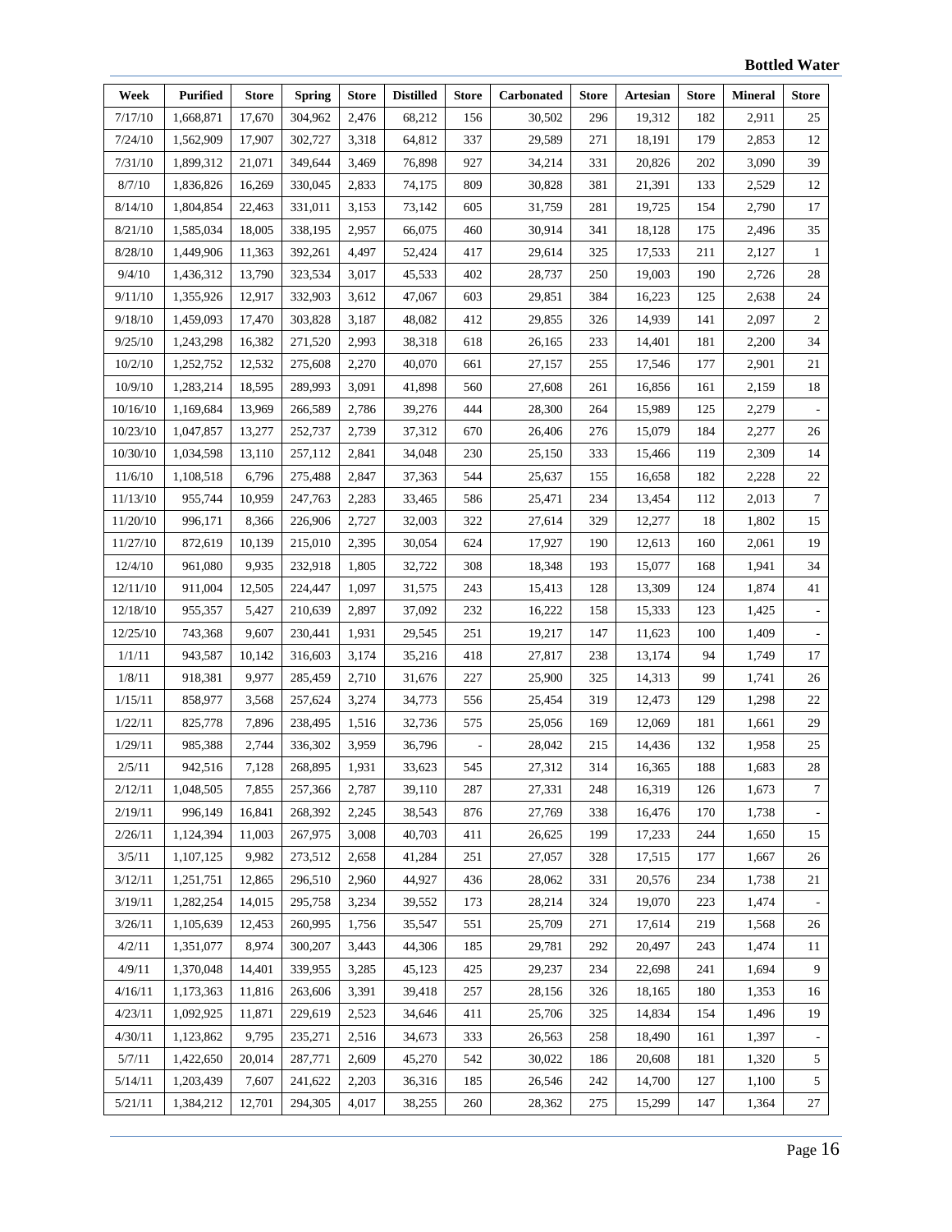| Week | Purified | Store | Spring | Store | Distilled | Store | Carbonated | Store | Artesian | Store | Mineral | Store |
|---|---|---|---|---|---|---|---|---|---|---|---|---|
| 7/17/10 | 1,668,871 | 17,670 | 304,962 | 2,476 | 68,212 | 156 | 30,502 | 296 | 19,312 | 182 | 2,911 | 25 |
| 7/24/10 | 1,562,909 | 17,907 | 302,727 | 3,318 | 64,812 | 337 | 29,589 | 271 | 18,191 | 179 | 2,853 | 12 |
| 7/31/10 | 1,899,312 | 21,071 | 349,644 | 3,469 | 76,898 | 927 | 34,214 | 331 | 20,826 | 202 | 3,090 | 39 |
| 8/7/10 | 1,836,826 | 16,269 | 330,045 | 2,833 | 74,175 | 809 | 30,828 | 381 | 21,391 | 133 | 2,529 | 12 |
| 8/14/10 | 1,804,854 | 22,463 | 331,011 | 3,153 | 73,142 | 605 | 31,759 | 281 | 19,725 | 154 | 2,790 | 17 |
| 8/21/10 | 1,585,034 | 18,005 | 338,195 | 2,957 | 66,075 | 460 | 30,914 | 341 | 18,128 | 175 | 2,496 | 35 |
| 8/28/10 | 1,449,906 | 11,363 | 392,261 | 4,497 | 52,424 | 417 | 29,614 | 325 | 17,533 | 211 | 2,127 | 1 |
| 9/4/10 | 1,436,312 | 13,790 | 323,534 | 3,017 | 45,533 | 402 | 28,737 | 250 | 19,003 | 190 | 2,726 | 28 |
| 9/11/10 | 1,355,926 | 12,917 | 332,903 | 3,612 | 47,067 | 603 | 29,851 | 384 | 16,223 | 125 | 2,638 | 24 |
| 9/18/10 | 1,459,093 | 17,470 | 303,828 | 3,187 | 48,082 | 412 | 29,855 | 326 | 14,939 | 141 | 2,097 | 2 |
| 9/25/10 | 1,243,298 | 16,382 | 271,520 | 2,993 | 38,318 | 618 | 26,165 | 233 | 14,401 | 181 | 2,200 | 34 |
| 10/2/10 | 1,252,752 | 12,532 | 275,608 | 2,270 | 40,070 | 661 | 27,157 | 255 | 17,546 | 177 | 2,901 | 21 |
| 10/9/10 | 1,283,214 | 18,595 | 289,993 | 3,091 | 41,898 | 560 | 27,608 | 261 | 16,856 | 161 | 2,159 | 18 |
| 10/16/10 | 1,169,684 | 13,969 | 266,589 | 2,786 | 39,276 | 444 | 28,300 | 264 | 15,989 | 125 | 2,279 | - |
| 10/23/10 | 1,047,857 | 13,277 | 252,737 | 2,739 | 37,312 | 670 | 26,406 | 276 | 15,079 | 184 | 2,277 | 26 |
| 10/30/10 | 1,034,598 | 13,110 | 257,112 | 2,841 | 34,048 | 230 | 25,150 | 333 | 15,466 | 119 | 2,309 | 14 |
| 11/6/10 | 1,108,518 | 6,796 | 275,488 | 2,847 | 37,363 | 544 | 25,637 | 155 | 16,658 | 182 | 2,228 | 22 |
| 11/13/10 | 955,744 | 10,959 | 247,763 | 2,283 | 33,465 | 586 | 25,471 | 234 | 13,454 | 112 | 2,013 | 7 |
| 11/20/10 | 996,171 | 8,366 | 226,906 | 2,727 | 32,003 | 322 | 27,614 | 329 | 12,277 | 18 | 1,802 | 15 |
| 11/27/10 | 872,619 | 10,139 | 215,010 | 2,395 | 30,054 | 624 | 17,927 | 190 | 12,613 | 160 | 2,061 | 19 |
| 12/4/10 | 961,080 | 9,935 | 232,918 | 1,805 | 32,722 | 308 | 18,348 | 193 | 15,077 | 168 | 1,941 | 34 |
| 12/11/10 | 911,004 | 12,505 | 224,447 | 1,097 | 31,575 | 243 | 15,413 | 128 | 13,309 | 124 | 1,874 | 41 |
| 12/18/10 | 955,357 | 5,427 | 210,639 | 2,897 | 37,092 | 232 | 16,222 | 158 | 15,333 | 123 | 1,425 | - |
| 12/25/10 | 743,368 | 9,607 | 230,441 | 1,931 | 29,545 | 251 | 19,217 | 147 | 11,623 | 100 | 1,409 | - |
| 1/1/11 | 943,587 | 10,142 | 316,603 | 3,174 | 35,216 | 418 | 27,817 | 238 | 13,174 | 94 | 1,749 | 17 |
| 1/8/11 | 918,381 | 9,977 | 285,459 | 2,710 | 31,676 | 227 | 25,900 | 325 | 14,313 | 99 | 1,741 | 26 |
| 1/15/11 | 858,977 | 3,568 | 257,624 | 3,274 | 34,773 | 556 | 25,454 | 319 | 12,473 | 129 | 1,298 | 22 |
| 1/22/11 | 825,778 | 7,896 | 238,495 | 1,516 | 32,736 | 575 | 25,056 | 169 | 12,069 | 181 | 1,661 | 29 |
| 1/29/11 | 985,388 | 2,744 | 336,302 | 3,959 | 36,796 | - | 28,042 | 215 | 14,436 | 132 | 1,958 | 25 |
| 2/5/11 | 942,516 | 7,128 | 268,895 | 1,931 | 33,623 | 545 | 27,312 | 314 | 16,365 | 188 | 1,683 | 28 |
| 2/12/11 | 1,048,505 | 7,855 | 257,366 | 2,787 | 39,110 | 287 | 27,331 | 248 | 16,319 | 126 | 1,673 | 7 |
| 2/19/11 | 996,149 | 16,841 | 268,392 | 2,245 | 38,543 | 876 | 27,769 | 338 | 16,476 | 170 | 1,738 | - |
| 2/26/11 | 1,124,394 | 11,003 | 267,975 | 3,008 | 40,703 | 411 | 26,625 | 199 | 17,233 | 244 | 1,650 | 15 |
| 3/5/11 | 1,107,125 | 9,982 | 273,512 | 2,658 | 41,284 | 251 | 27,057 | 328 | 17,515 | 177 | 1,667 | 26 |
| 3/12/11 | 1,251,751 | 12,865 | 296,510 | 2,960 | 44,927 | 436 | 28,062 | 331 | 20,576 | 234 | 1,738 | 21 |
| 3/19/11 | 1,282,254 | 14,015 | 295,758 | 3,234 | 39,552 | 173 | 28,214 | 324 | 19,070 | 223 | 1,474 | - |
| 3/26/11 | 1,105,639 | 12,453 | 260,995 | 1,756 | 35,547 | 551 | 25,709 | 271 | 17,614 | 219 | 1,568 | 26 |
| 4/2/11 | 1,351,077 | 8,974 | 300,207 | 3,443 | 44,306 | 185 | 29,781 | 292 | 20,497 | 243 | 1,474 | 11 |
| 4/9/11 | 1,370,048 | 14,401 | 339,955 | 3,285 | 45,123 | 425 | 29,237 | 234 | 22,698 | 241 | 1,694 | 9 |
| 4/16/11 | 1,173,363 | 11,816 | 263,606 | 3,391 | 39,418 | 257 | 28,156 | 326 | 18,165 | 180 | 1,353 | 16 |
| 4/23/11 | 1,092,925 | 11,871 | 229,619 | 2,523 | 34,646 | 411 | 25,706 | 325 | 14,834 | 154 | 1,496 | 19 |
| 4/30/11 | 1,123,862 | 9,795 | 235,271 | 2,516 | 34,673 | 333 | 26,563 | 258 | 18,490 | 161 | 1,397 | - |
| 5/7/11 | 1,422,650 | 20,014 | 287,771 | 2,609 | 45,270 | 542 | 30,022 | 186 | 20,608 | 181 | 1,320 | 5 |
| 5/14/11 | 1,203,439 | 7,607 | 241,622 | 2,203 | 36,316 | 185 | 26,546 | 242 | 14,700 | 127 | 1,100 | 5 |
| 5/21/11 | 1,384,212 | 12,701 | 294,305 | 4,017 | 38,255 | 260 | 28,362 | 275 | 15,299 | 147 | 1,364 | 27 |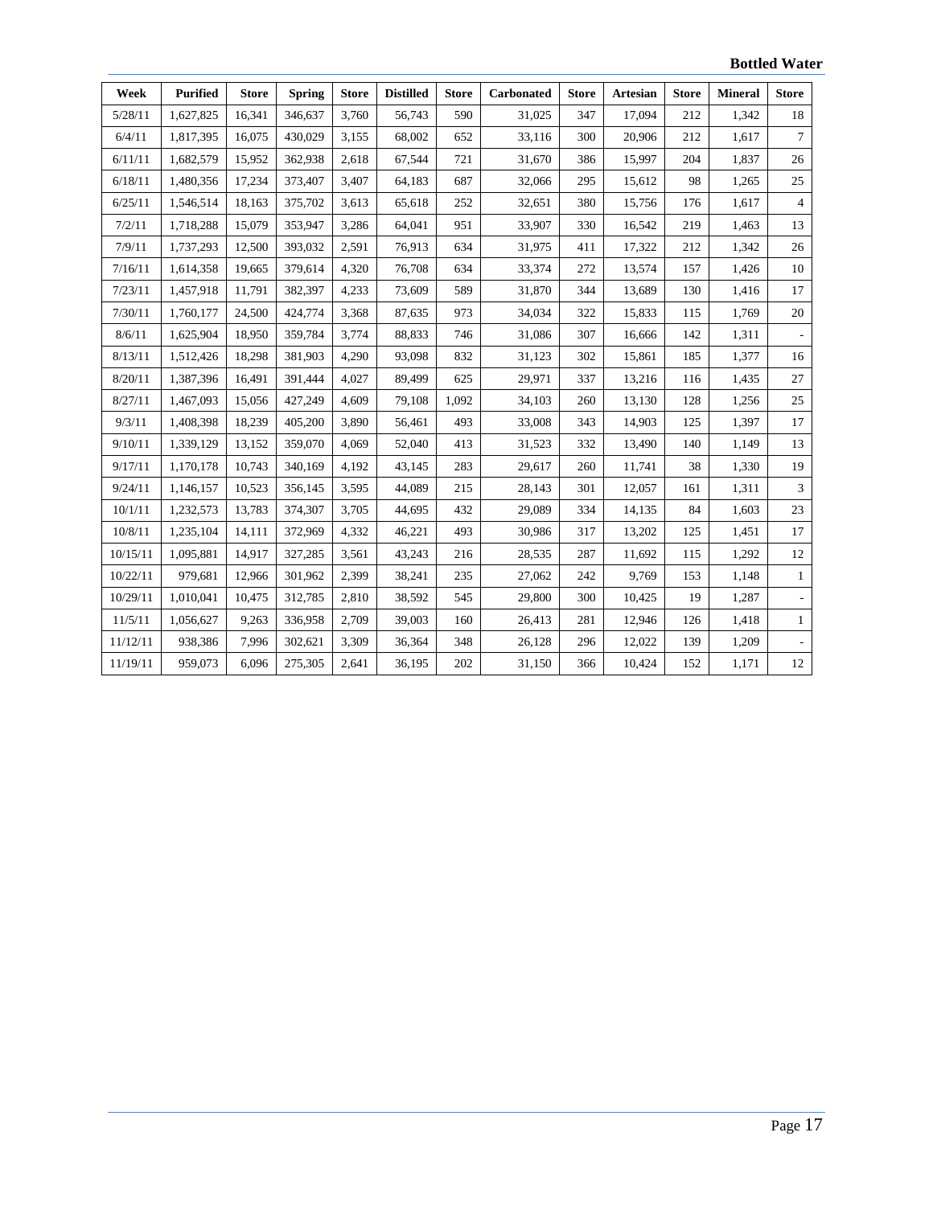| Week | Purified | Store | Spring | Store | Distilled | Store | Carbonated | Store | Artesian | Store | Mineral | Store |
|---|---|---|---|---|---|---|---|---|---|---|---|---|
| 5/28/11 | 1,627,825 | 16,341 | 346,637 | 3,760 | 56,743 | 590 | 31,025 | 347 | 17,094 | 212 | 1,342 | 18 |
| 6/4/11 | 1,817,395 | 16,075 | 430,029 | 3,155 | 68,002 | 652 | 33,116 | 300 | 20,906 | 212 | 1,617 | 7 |
| 6/11/11 | 1,682,579 | 15,952 | 362,938 | 2,618 | 67,544 | 721 | 31,670 | 386 | 15,997 | 204 | 1,837 | 26 |
| 6/18/11 | 1,480,356 | 17,234 | 373,407 | 3,407 | 64,183 | 687 | 32,066 | 295 | 15,612 | 98 | 1,265 | 25 |
| 6/25/11 | 1,546,514 | 18,163 | 375,702 | 3,613 | 65,618 | 252 | 32,651 | 380 | 15,756 | 176 | 1,617 | 4 |
| 7/2/11 | 1,718,288 | 15,079 | 353,947 | 3,286 | 64,041 | 951 | 33,907 | 330 | 16,542 | 219 | 1,463 | 13 |
| 7/9/11 | 1,737,293 | 12,500 | 393,032 | 2,591 | 76,913 | 634 | 31,975 | 411 | 17,322 | 212 | 1,342 | 26 |
| 7/16/11 | 1,614,358 | 19,665 | 379,614 | 4,320 | 76,708 | 634 | 33,374 | 272 | 13,574 | 157 | 1,426 | 10 |
| 7/23/11 | 1,457,918 | 11,791 | 382,397 | 4,233 | 73,609 | 589 | 31,870 | 344 | 13,689 | 130 | 1,416 | 17 |
| 7/30/11 | 1,760,177 | 24,500 | 424,774 | 3,368 | 87,635 | 973 | 34,034 | 322 | 15,833 | 115 | 1,769 | 20 |
| 8/6/11 | 1,625,904 | 18,950 | 359,784 | 3,774 | 88,833 | 746 | 31,086 | 307 | 16,666 | 142 | 1,311 | - |
| 8/13/11 | 1,512,426 | 18,298 | 381,903 | 4,290 | 93,098 | 832 | 31,123 | 302 | 15,861 | 185 | 1,377 | 16 |
| 8/20/11 | 1,387,396 | 16,491 | 391,444 | 4,027 | 89,499 | 625 | 29,971 | 337 | 13,216 | 116 | 1,435 | 27 |
| 8/27/11 | 1,467,093 | 15,056 | 427,249 | 4,609 | 79,108 | 1,092 | 34,103 | 260 | 13,130 | 128 | 1,256 | 25 |
| 9/3/11 | 1,408,398 | 18,239 | 405,200 | 3,890 | 56,461 | 493 | 33,008 | 343 | 14,903 | 125 | 1,397 | 17 |
| 9/10/11 | 1,339,129 | 13,152 | 359,070 | 4,069 | 52,040 | 413 | 31,523 | 332 | 13,490 | 140 | 1,149 | 13 |
| 9/17/11 | 1,170,178 | 10,743 | 340,169 | 4,192 | 43,145 | 283 | 29,617 | 260 | 11,741 | 38 | 1,330 | 19 |
| 9/24/11 | 1,146,157 | 10,523 | 356,145 | 3,595 | 44,089 | 215 | 28,143 | 301 | 12,057 | 161 | 1,311 | 3 |
| 10/1/11 | 1,232,573 | 13,783 | 374,307 | 3,705 | 44,695 | 432 | 29,089 | 334 | 14,135 | 84 | 1,603 | 23 |
| 10/8/11 | 1,235,104 | 14,111 | 372,969 | 4,332 | 46,221 | 493 | 30,986 | 317 | 13,202 | 125 | 1,451 | 17 |
| 10/15/11 | 1,095,881 | 14,917 | 327,285 | 3,561 | 43,243 | 216 | 28,535 | 287 | 11,692 | 115 | 1,292 | 12 |
| 10/22/11 | 979,681 | 12,966 | 301,962 | 2,399 | 38,241 | 235 | 27,062 | 242 | 9,769 | 153 | 1,148 | 1 |
| 10/29/11 | 1,010,041 | 10,475 | 312,785 | 2,810 | 38,592 | 545 | 29,800 | 300 | 10,425 | 19 | 1,287 | - |
| 11/5/11 | 1,056,627 | 9,263 | 336,958 | 2,709 | 39,003 | 160 | 26,413 | 281 | 12,946 | 126 | 1,418 | 1 |
| 11/12/11 | 938,386 | 7,996 | 302,621 | 3,309 | 36,364 | 348 | 26,128 | 296 | 12,022 | 139 | 1,209 | - |
| 11/19/11 | 959,073 | 6,096 | 275,305 | 2,641 | 36,195 | 202 | 31,150 | 366 | 10,424 | 152 | 1,171 | 12 |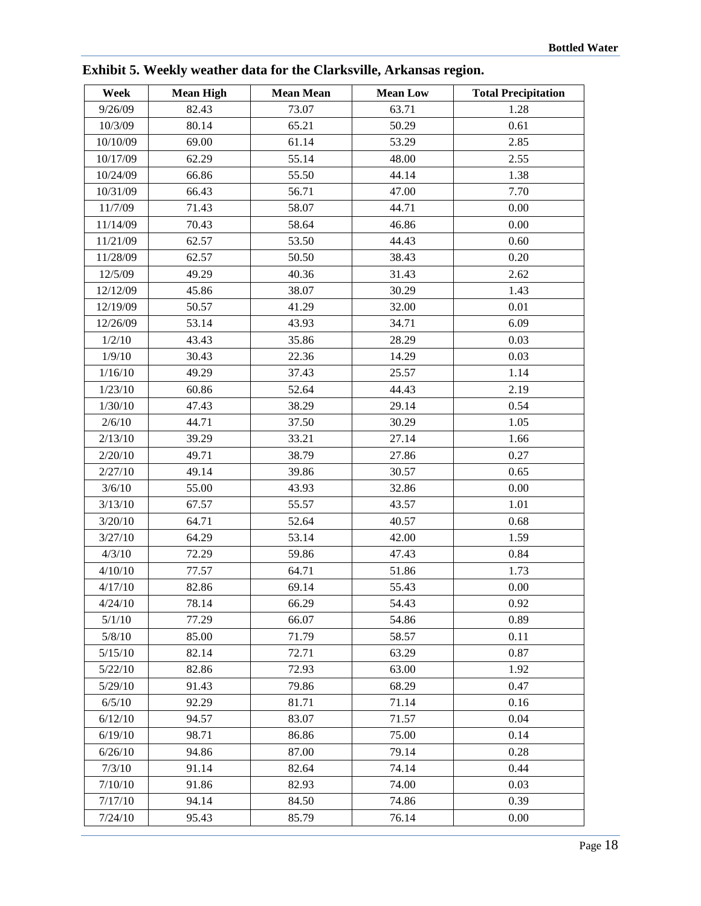**Exhibit 5. Weekly weather data for the Clarksville, Arkansas region.**

| Week | Mean High | Mean Mean | Mean Low | Total Precipitation |
|---|---|---|---|---|
| 9/26/09 | 82.43 | 73.07 | 63.71 | 1.28 |
| 10/3/09 | 80.14 | 65.21 | 50.29 | 0.61 |
| 10/10/09 | 69.00 | 61.14 | 53.29 | 2.85 |
| 10/17/09 | 62.29 | 55.14 | 48.00 | 2.55 |
| 10/24/09 | 66.86 | 55.50 | 44.14 | 1.38 |
| 10/31/09 | 66.43 | 56.71 | 47.00 | 7.70 |
| 11/7/09 | 71.43 | 58.07 | 44.71 | 0.00 |
| 11/14/09 | 70.43 | 58.64 | 46.86 | 0.00 |
| 11/21/09 | 62.57 | 53.50 | 44.43 | 0.60 |
| 11/28/09 | 62.57 | 50.50 | 38.43 | 0.20 |
| 12/5/09 | 49.29 | 40.36 | 31.43 | 2.62 |
| 12/12/09 | 45.86 | 38.07 | 30.29 | 1.43 |
| 12/19/09 | 50.57 | 41.29 | 32.00 | 0.01 |
| 12/26/09 | 53.14 | 43.93 | 34.71 | 6.09 |
| 1/2/10 | 43.43 | 35.86 | 28.29 | 0.03 |
| 1/9/10 | 30.43 | 22.36 | 14.29 | 0.03 |
| 1/16/10 | 49.29 | 37.43 | 25.57 | 1.14 |
| 1/23/10 | 60.86 | 52.64 | 44.43 | 2.19 |
| 1/30/10 | 47.43 | 38.29 | 29.14 | 0.54 |
| 2/6/10 | 44.71 | 37.50 | 30.29 | 1.05 |
| 2/13/10 | 39.29 | 33.21 | 27.14 | 1.66 |
| 2/20/10 | 49.71 | 38.79 | 27.86 | 0.27 |
| 2/27/10 | 49.14 | 39.86 | 30.57 | 0.65 |
| 3/6/10 | 55.00 | 43.93 | 32.86 | 0.00 |
| 3/13/10 | 67.57 | 55.57 | 43.57 | 1.01 |
| 3/20/10 | 64.71 | 52.64 | 40.57 | 0.68 |
| 3/27/10 | 64.29 | 53.14 | 42.00 | 1.59 |
| 4/3/10 | 72.29 | 59.86 | 47.43 | 0.84 |
| 4/10/10 | 77.57 | 64.71 | 51.86 | 1.73 |
| 4/17/10 | 82.86 | 69.14 | 55.43 | 0.00 |
| 4/24/10 | 78.14 | 66.29 | 54.43 | 0.92 |
| 5/1/10 | 77.29 | 66.07 | 54.86 | 0.89 |
| 5/8/10 | 85.00 | 71.79 | 58.57 | 0.11 |
| 5/15/10 | 82.14 | 72.71 | 63.29 | 0.87 |
| 5/22/10 | 82.86 | 72.93 | 63.00 | 1.92 |
| 5/29/10 | 91.43 | 79.86 | 68.29 | 0.47 |
| 6/5/10 | 92.29 | 81.71 | 71.14 | 0.16 |
| 6/12/10 | 94.57 | 83.07 | 71.57 | 0.04 |
| 6/19/10 | 98.71 | 86.86 | 75.00 | 0.14 |
| 6/26/10 | 94.86 | 87.00 | 79.14 | 0.28 |
| 7/3/10 | 91.14 | 82.64 | 74.14 | 0.44 |
| 7/10/10 | 91.86 | 82.93 | 74.00 | 0.03 |
| 7/17/10 | 94.14 | 84.50 | 74.86 | 0.39 |
| 7/24/10 | 95.43 | 85.79 | 76.14 | 0.00 |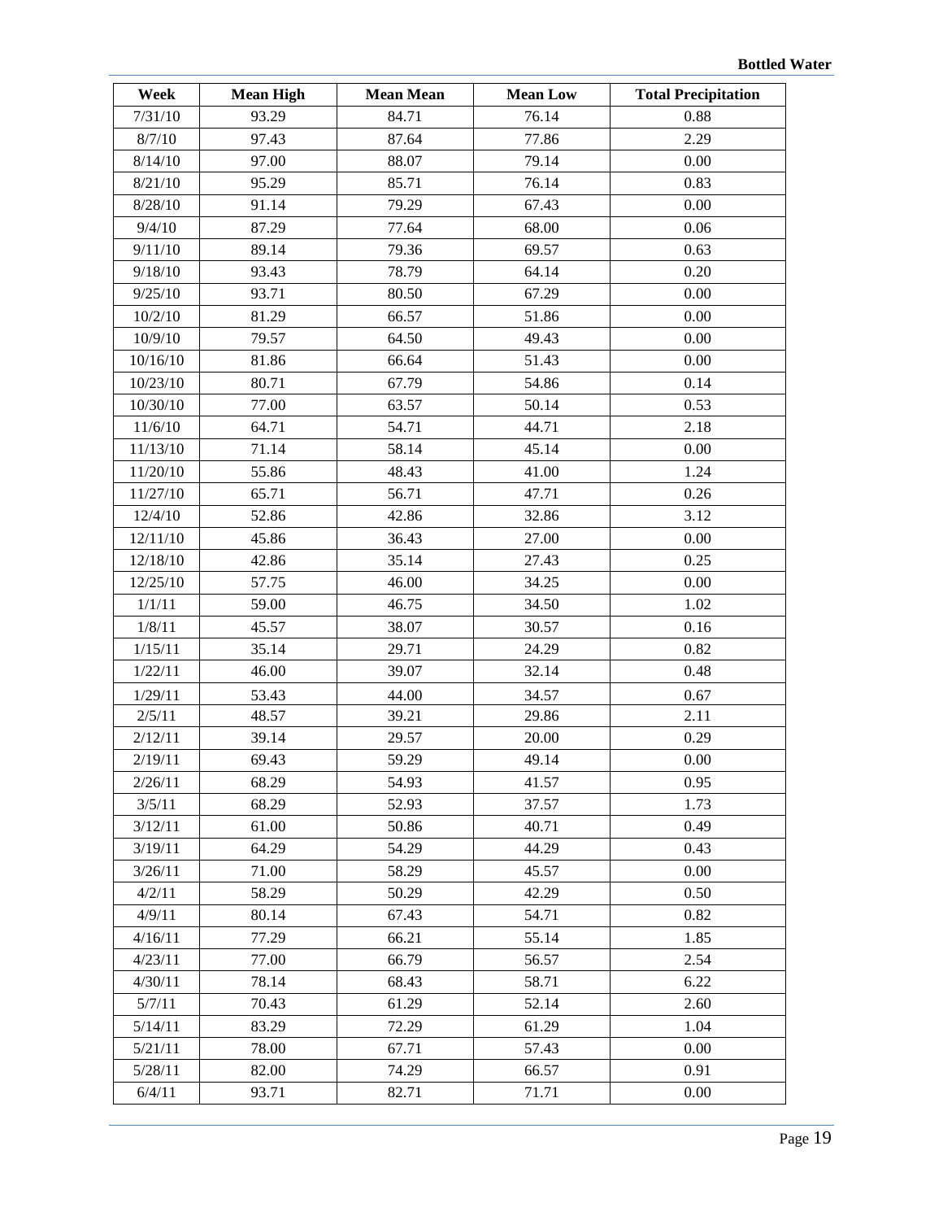| Week | Mean High | Mean Mean | Mean Low | Total Precipitation |
|---|---|---|---|---|
| 7/31/10 | 93.29 | 84.71 | 76.14 | 0.88 |
| 8/7/10 | 97.43 | 87.64 | 77.86 | 2.29 |
| 8/14/10 | 97.00 | 88.07 | 79.14 | 0.00 |
| 8/21/10 | 95.29 | 85.71 | 76.14 | 0.83 |
| 8/28/10 | 91.14 | 79.29 | 67.43 | 0.00 |
| 9/4/10 | 87.29 | 77.64 | 68.00 | 0.06 |
| 9/11/10 | 89.14 | 79.36 | 69.57 | 0.63 |
| 9/18/10 | 93.43 | 78.79 | 64.14 | 0.20 |
| 9/25/10 | 93.71 | 80.50 | 67.29 | 0.00 |
| 10/2/10 | 81.29 | 66.57 | 51.86 | 0.00 |
| 10/9/10 | 79.57 | 64.50 | 49.43 | 0.00 |
| 10/16/10 | 81.86 | 66.64 | 51.43 | 0.00 |
| 10/23/10 | 80.71 | 67.79 | 54.86 | 0.14 |
| 10/30/10 | 77.00 | 63.57 | 50.14 | 0.53 |
| 11/6/10 | 64.71 | 54.71 | 44.71 | 2.18 |
| 11/13/10 | 71.14 | 58.14 | 45.14 | 0.00 |
| 11/20/10 | 55.86 | 48.43 | 41.00 | 1.24 |
| 11/27/10 | 65.71 | 56.71 | 47.71 | 0.26 |
| 12/4/10 | 52.86 | 42.86 | 32.86 | 3.12 |
| 12/11/10 | 45.86 | 36.43 | 27.00 | 0.00 |
| 12/18/10 | 42.86 | 35.14 | 27.43 | 0.25 |
| 12/25/10 | 57.75 | 46.00 | 34.25 | 0.00 |
| 1/1/11 | 59.00 | 46.75 | 34.50 | 1.02 |
| 1/8/11 | 45.57 | 38.07 | 30.57 | 0.16 |
| 1/15/11 | 35.14 | 29.71 | 24.29 | 0.82 |
| 1/22/11 | 46.00 | 39.07 | 32.14 | 0.48 |
| 1/29/11 | 53.43 | 44.00 | 34.57 | 0.67 |
| 2/5/11 | 48.57 | 39.21 | 29.86 | 2.11 |
| 2/12/11 | 39.14 | 29.57 | 20.00 | 0.29 |
| 2/19/11 | 69.43 | 59.29 | 49.14 | 0.00 |
| 2/26/11 | 68.29 | 54.93 | 41.57 | 0.95 |
| 3/5/11 | 68.29 | 52.93 | 37.57 | 1.73 |
| 3/12/11 | 61.00 | 50.86 | 40.71 | 0.49 |
| 3/19/11 | 64.29 | 54.29 | 44.29 | 0.43 |
| 3/26/11 | 71.00 | 58.29 | 45.57 | 0.00 |
| 4/2/11 | 58.29 | 50.29 | 42.29 | 0.50 |
| 4/9/11 | 80.14 | 67.43 | 54.71 | 0.82 |
| 4/16/11 | 77.29 | 66.21 | 55.14 | 1.85 |
| 4/23/11 | 77.00 | 66.79 | 56.57 | 2.54 |
| 4/30/11 | 78.14 | 68.43 | 58.71 | 6.22 |
| 5/7/11 | 70.43 | 61.29 | 52.14 | 2.60 |
| 5/14/11 | 83.29 | 72.29 | 61.29 | 1.04 |
| 5/21/11 | 78.00 | 67.71 | 57.43 | 0.00 |
| 5/28/11 | 82.00 | 74.29 | 66.57 | 0.91 |
| 6/4/11 | 93.71 | 82.71 | 71.71 | 0.00 |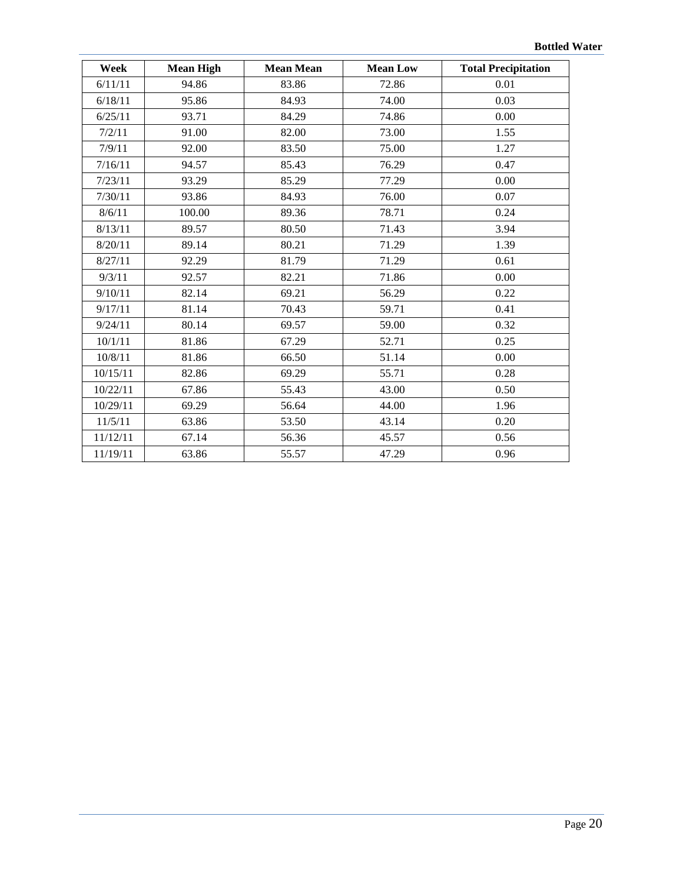| Week | Mean High | Mean Mean | Mean Low | Total Precipitation |
| --- | --- | --- | --- | --- |
| 6/11/11 | 94.86 | 83.86 | 72.86 | 0.01 |
| 6/18/11 | 95.86 | 84.93 | 74.00 | 0.03 |
| 6/25/11 | 93.71 | 84.29 | 74.86 | 0.00 |
| 7/2/11 | 91.00 | 82.00 | 73.00 | 1.55 |
| 7/9/11 | 92.00 | 83.50 | 75.00 | 1.27 |
| 7/16/11 | 94.57 | 85.43 | 76.29 | 0.47 |
| 7/23/11 | 93.29 | 85.29 | 77.29 | 0.00 |
| 7/30/11 | 93.86 | 84.93 | 76.00 | 0.07 |
| 8/6/11 | 100.00 | 89.36 | 78.71 | 0.24 |
| 8/13/11 | 89.57 | 80.50 | 71.43 | 3.94 |
| 8/20/11 | 89.14 | 80.21 | 71.29 | 1.39 |
| 8/27/11 | 92.29 | 81.79 | 71.29 | 0.61 |
| 9/3/11 | 92.57 | 82.21 | 71.86 | 0.00 |
| 9/10/11 | 82.14 | 69.21 | 56.29 | 0.22 |
| 9/17/11 | 81.14 | 70.43 | 59.71 | 0.41 |
| 9/24/11 | 80.14 | 69.57 | 59.00 | 0.32 |
| 10/1/11 | 81.86 | 67.29 | 52.71 | 0.25 |
| 10/8/11 | 81.86 | 66.50 | 51.14 | 0.00 |
| 10/15/11 | 82.86 | 69.29 | 55.71 | 0.28 |
| 10/22/11 | 67.86 | 55.43 | 43.00 | 0.50 |
| 10/29/11 | 69.29 | 56.64 | 44.00 | 1.96 |
| 11/5/11 | 63.86 | 53.50 | 43.14 | 0.20 |
| 11/12/11 | 67.14 | 56.36 | 45.57 | 0.56 |
| 11/19/11 | 63.86 | 55.57 | 47.29 | 0.96 |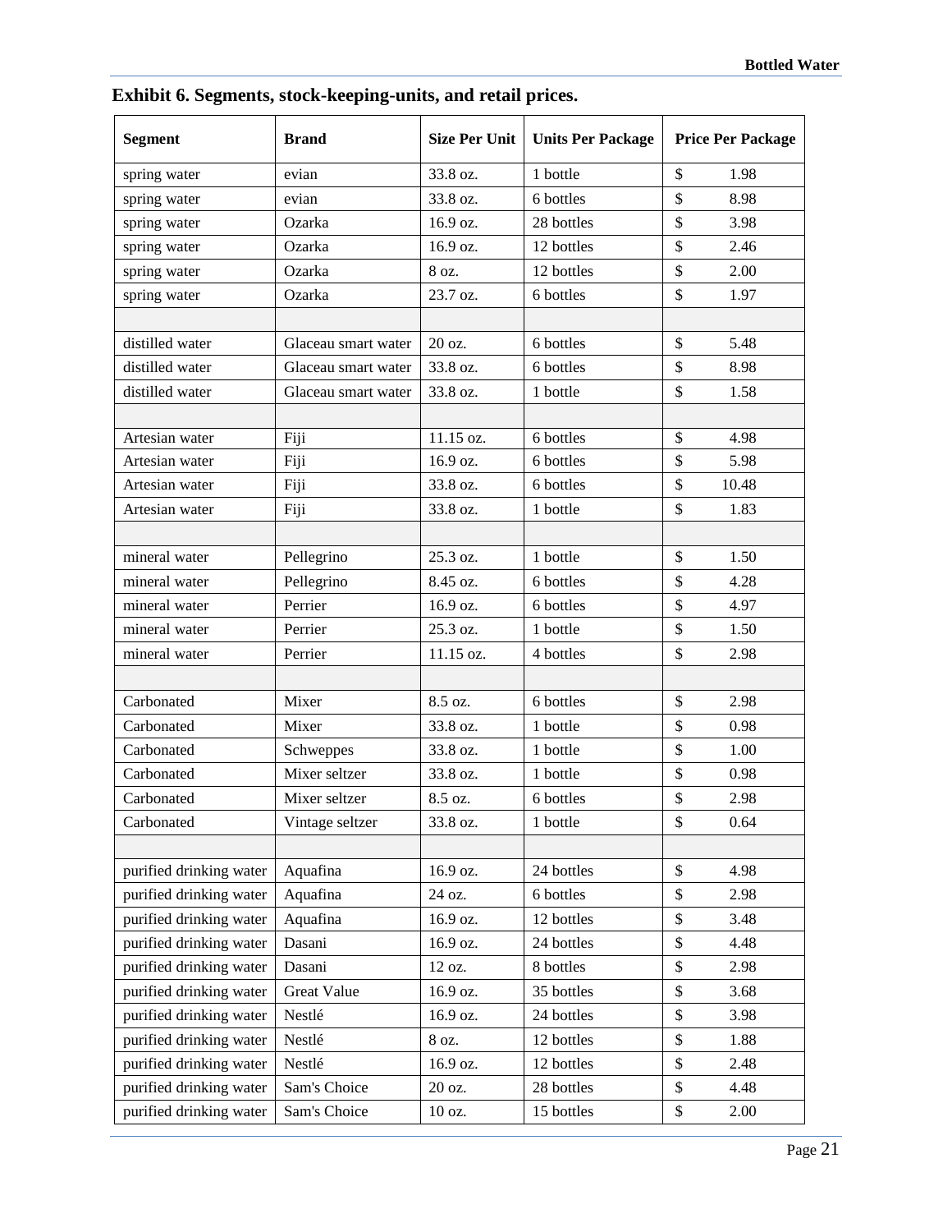**Exhibit 6. Segments, stock-keeping-units, and retail prices.**

| Segment | Brand | Size Per Unit | Units Per Package | Price Per Package |
|---|---|---|---|---|
| spring water | evian | 33.8 oz. | 1 bottle | $ 1.98 |
| spring water | evian | 33.8 oz. | 6 bottles | $ 8.98 |
| spring water | Ozarka | 16.9 oz. | 28 bottles | $ 3.98 |
| spring water | Ozarka | 16.9 oz. | 12 bottles | $ 2.46 |
| spring water | Ozarka | 8 oz. | 12 bottles | $ 2.00 |
| spring water | Ozarka | 23.7 oz. | 6 bottles | $ 1.97 |
| | | | | |
| distilled water | Glaceau smart water | 20 oz. | 6 bottles | $ 5.48 |
| distilled water | Glaceau smart water | 33.8 oz. | 6 bottles | $ 8.98 |
| distilled water | Glaceau smart water | 33.8 oz. | 1 bottle | $ 1.58 |
| | | | | |
| Artesian water | Fiji | 11.15 oz. | 6 bottles | $ 4.98 |
| Artesian water | Fiji | 16.9 oz. | 6 bottles | $ 5.98 |
| Artesian water | Fiji | 33.8 oz. | 6 bottles | $ 10.48 |
| Artesian water | Fiji | 33.8 oz. | 1 bottle | $ 1.83 |
| | | | | |
| mineral water | Pellegrino | 25.3 oz. | 1 bottle | $ 1.50 |
| mineral water | Pellegrino | 8.45 oz. | 6 bottles | $ 4.28 |
| mineral water | Perrier | 16.9 oz. | 6 bottles | $ 4.97 |
| mineral water | Perrier | 25.3 oz. | 1 bottle | $ 1.50 |
| mineral water | Perrier | 11.15 oz. | 4 bottles | $ 2.98 |
| | | | | |
| Carbonated | Mixer | 8.5 oz. | 6 bottles | $ 2.98 |
| Carbonated | Mixer | 33.8 oz. | 1 bottle | $ 0.98 |
| Carbonated | Schweppes | 33.8 oz. | 1 bottle | $ 1.00 |
| Carbonated | Mixer seltzer | 33.8 oz. | 1 bottle | $ 0.98 |
| Carbonated | Mixer seltzer | 8.5 oz. | 6 bottles | $ 2.98 |
| Carbonated | Vintage seltzer | 33.8 oz. | 1 bottle | $ 0.64 |
| | | | | |
| purified drinking water | Aquafina | 16.9 oz. | 24 bottles | $ 4.98 |
| purified drinking water | Aquafina | 24 oz. | 6 bottles | $ 2.98 |
| purified drinking water | Aquafina | 16.9 oz. | 12 bottles | $ 3.48 |
| purified drinking water | Dasani | 16.9 oz. | 24 bottles | $ 4.48 |
| purified drinking water | Dasani | 12 oz. | 8 bottles | $ 2.98 |
| purified drinking water | Great Value | 16.9 oz. | 35 bottles | $ 3.68 |
| purified drinking water | Nestlé | 16.9 oz. | 24 bottles | $ 3.98 |
| purified drinking water | Nestlé | 8 oz. | 12 bottles | $ 1.88 |
| purified drinking water | Nestlé | 16.9 oz. | 12 bottles | $ 2.48 |
| purified drinking water | Sam's Choice | 20 oz. | 28 bottles | $ 4.48 |
| purified drinking water | Sam's Choice | 10 oz. | 15 bottles | $ 2.00 |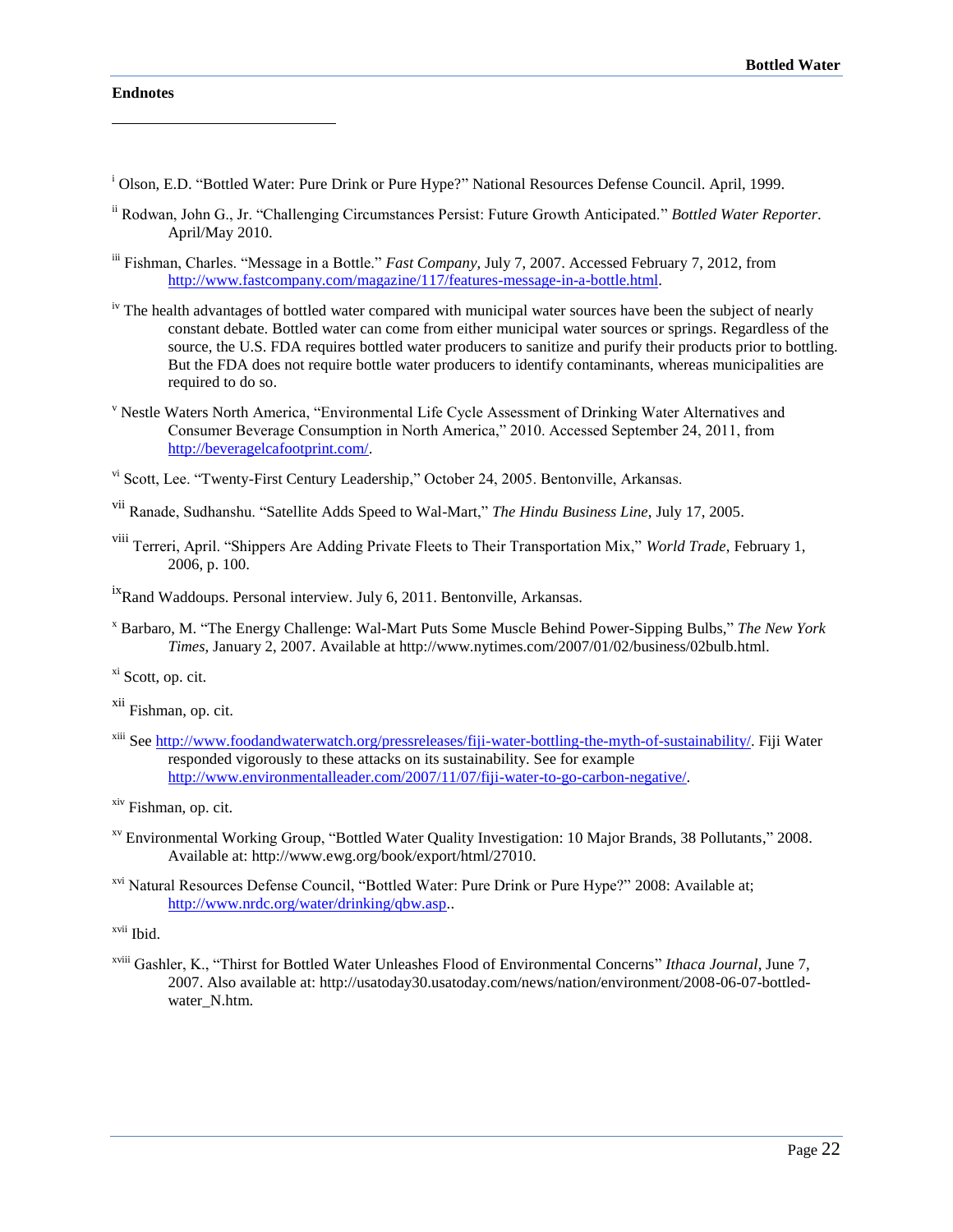**Endnotes**

---

[i] Olson, E.D. "Bottled Water: Pure Drink or Pure Hype?" National Resources Defense Council. April, 1999.

[ii] Rodwan, John G., Jr. "Challenging Circumstances Persist: Future Growth Anticipated." *Bottled Water Reporter*. April/May 2010.

[iii] Fishman, Charles. "Message in a Bottle." *Fast Company*, July 7, 2007. Accessed February 7, 2012, from http://www.fastcompany.com/magazine/117/features-message-in-a-bottle.html.

[iv] The health advantages of bottled water compared with municipal water sources have been the subject of nearly constant debate. Bottled water can come from either municipal water sources or springs. Regardless of the source, the U.S. FDA requires bottled water producers to sanitize and purify their products prior to bottling. But the FDA does not require bottle water producers to identify contaminants, whereas municipalities are required to do so.

[v] Nestle Waters North America, "Environmental Life Cycle Assessment of Drinking Water Alternatives and Consumer Beverage Consumption in North America," 2010. Accessed September 24, 2011, from http://beveragelcafootprint.com/.

[vi] Scott, Lee. "Twenty-First Century Leadership," October 24, 2005. Bentonville, Arkansas.

[vii] Ranade, Sudhanshu. "Satellite Adds Speed to Wal-Mart," *The Hindu Business Line*, July 17, 2005.

[viii] Terreri, April. "Shippers Are Adding Private Fleets to Their Transportation Mix," *World Trade*, February 1, 2006, p. 100.

[ix] Rand Waddoups. Personal interview. July 6, 2011. Bentonville, Arkansas.

[x] Barbaro, M. "The Energy Challenge: Wal-Mart Puts Some Muscle Behind Power-Sipping Bulbs," *The New York Times*, January 2, 2007. Available at http://www.nytimes.com/2007/01/02/business/02bulb.html.

[xi] Scott, op. cit.

[xii] Fishman, op. cit.

[xiii] See http://www.foodandwaterwatch.org/pressreleases/fiji-water-bottling-the-myth-of-sustainability/. Fiji Water responded vigorously to these attacks on its sustainability. See for example http://www.environmentalleader.com/2007/11/07/fiji-water-to-go-carbon-negative/.

[xiv] Fishman, op. cit.

[xv] Environmental Working Group, "Bottled Water Quality Investigation: 10 Major Brands, 38 Pollutants," 2008. Available at: http://www.ewg.org/book/export/html/27010.

[xvi] Natural Resources Defense Council, "Bottled Water: Pure Drink or Pure Hype?" 2008: Available at; http://www.nrdc.org/water/drinking/qbw.asp..

[xvii] Ibid.

[xviii] Gashler, K., "Thirst for Bottled Water Unleashes Flood of Environmental Concerns" *Ithaca Journal*, June 7, 2007. Also available at: http://usatoday30.usatoday.com/news/nation/environment/2008-06-07-bottled-water_N.htm.